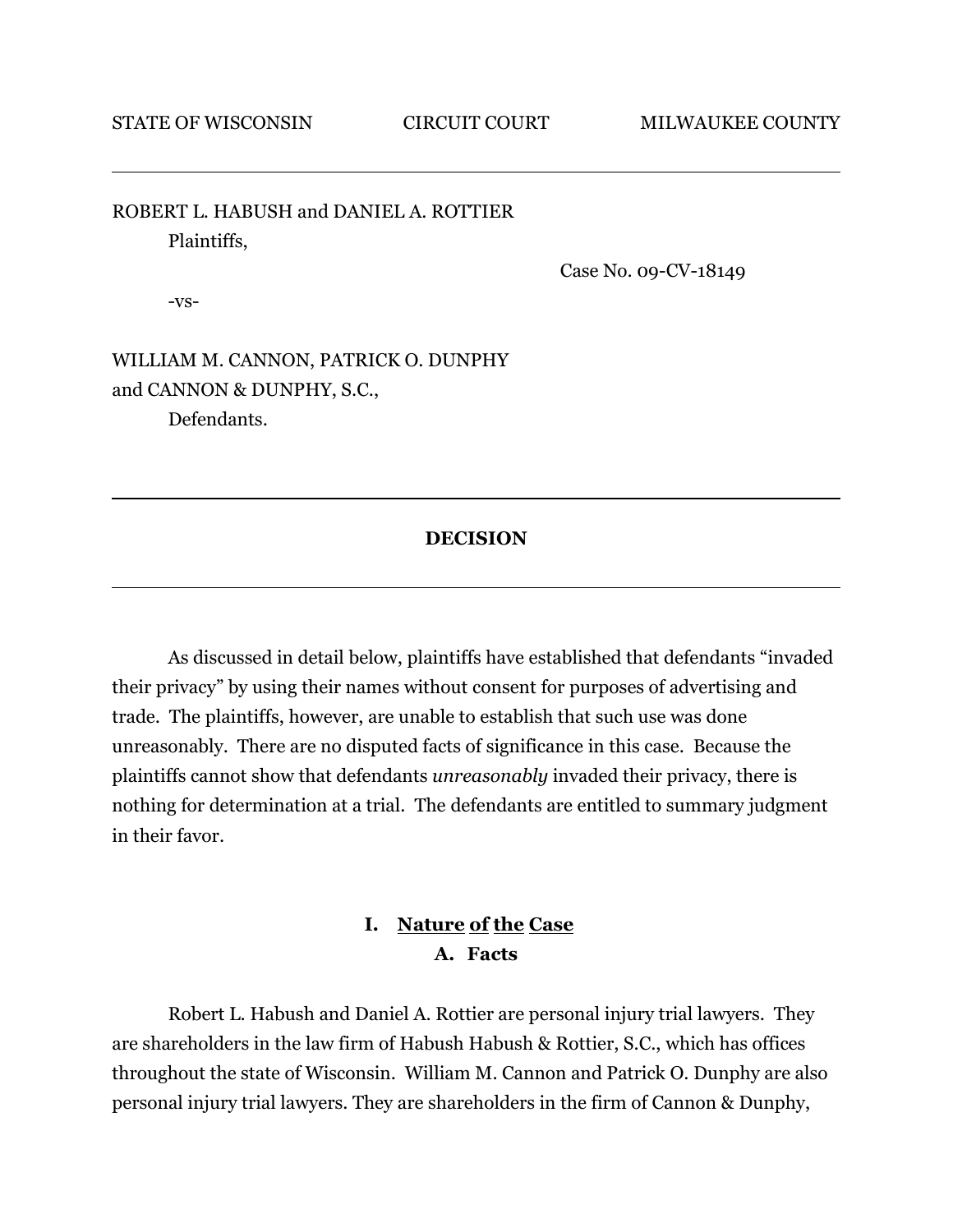STATE OF WISCONSIN CIRCUIT COURT MILWAUKEE COUNTY

---

ROBERT L. HABUSH and DANIEL A. ROTTIER
Plaintiffs,

Case No. 09-CV-18149

-vs-

WILLIAM M. CANNON, PATRICK O. DUNPHY
and CANNON & DUNPHY, S.C.,
Defendants.

---

**DECISION**

---

As discussed in detail below, plaintiffs have established that defendants "invaded their privacy" by using their names without consent for purposes of advertising and trade. The plaintiffs, however, are unable to establish that such use was done unreasonably. There are no disputed facts of significance in this case. Because the plaintiffs cannot show that defendants *unreasonably* invaded their privacy, there is nothing for determination at a trial. The defendants are entitled to summary judgment in their favor.

## I. Nature of the Case

### A. Facts

Robert L. Habush and Daniel A. Rottier are personal injury trial lawyers. They are shareholders in the law firm of Habush Habush & Rottier, S.C., which has offices throughout the state of Wisconsin. William M. Cannon and Patrick O. Dunphy are also personal injury trial lawyers. They are shareholders in the firm of Cannon & Dunphy,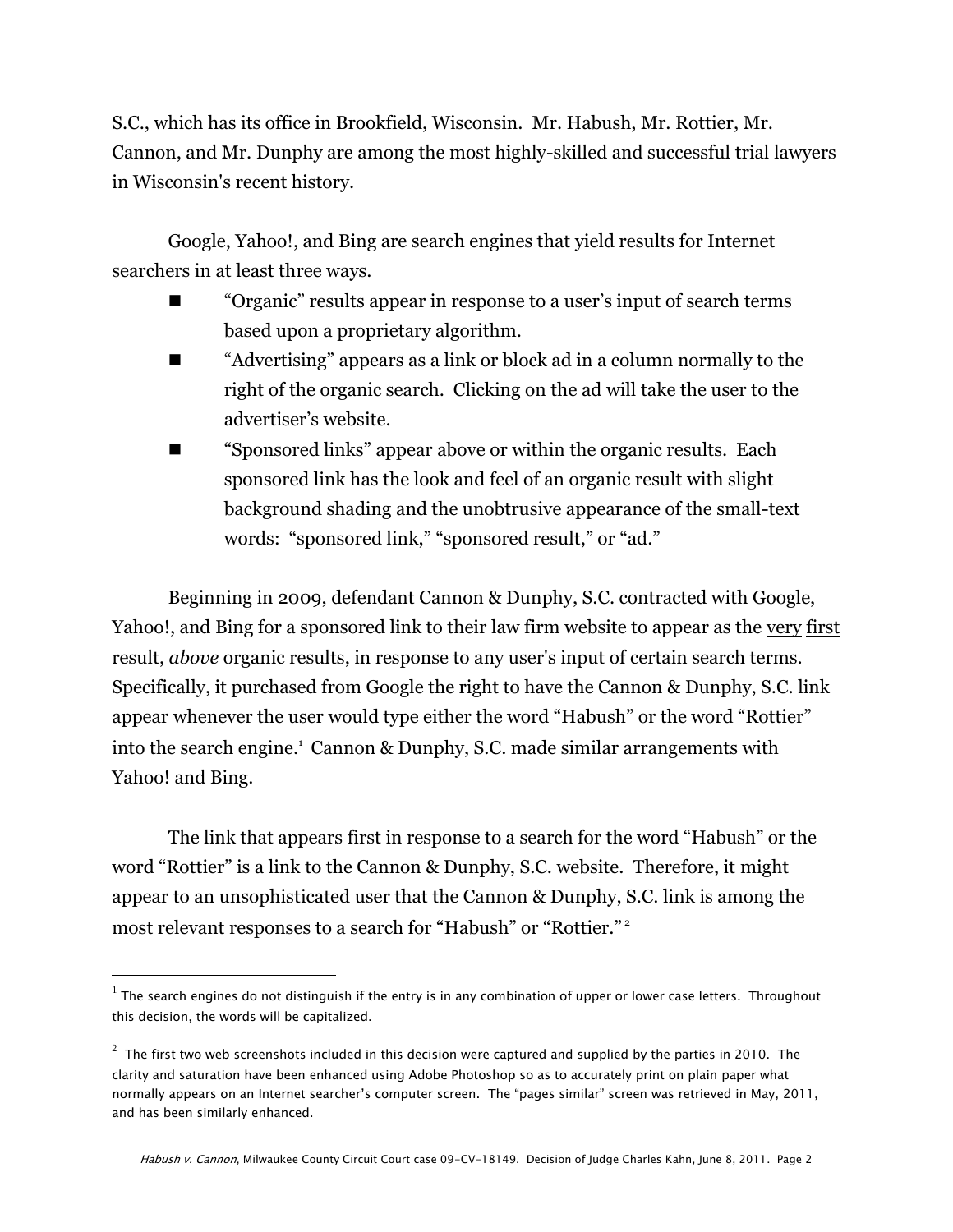S.C., which has its office in Brookfield, Wisconsin. Mr. Habush, Mr. Rottier, Mr. Cannon, and Mr. Dunphy are among the most highly-skilled and successful trial lawyers in Wisconsin's recent history.

Google, Yahoo!, and Bing are search engines that yield results for Internet searchers in at least three ways.

- "Organic" results appear in response to a user's input of search terms based upon a proprietary algorithm.
- "Advertising" appears as a link or block ad in a column normally to the right of the organic search. Clicking on the ad will take the user to the advertiser's website.
- "Sponsored links" appear above or within the organic results. Each sponsored link has the look and feel of an organic result with slight background shading and the unobtrusive appearance of the small-text words: "sponsored link," "sponsored result," or "ad."

Beginning in 2009, defendant Cannon & Dunphy, S.C. contracted with Google, Yahoo!, and Bing for a sponsored link to their law firm website to appear as the <u>very</u> <u>first</u> result, *above* organic results, in response to any user's input of certain search terms. Specifically, it purchased from Google the right to have the Cannon & Dunphy, S.C. link appear whenever the user would type either the word "Habush" or the word "Rottier" into the search engine.[1] Cannon & Dunphy, S.C. made similar arrangements with Yahoo! and Bing.

The link that appears first in response to a search for the word "Habush" or the word "Rottier" is a link to the Cannon & Dunphy, S.C. website. Therefore, it might appear to an unsophisticated user that the Cannon & Dunphy, S.C. link is among the most relevant responses to a search for "Habush" or "Rottier."[2]

---

[1] The search engines do not distinguish if the entry is in any combination of upper or lower case letters. Throughout this decision, the words will be capitalized.

[2] The first two web screenshots included in this decision were captured and supplied by the parties in 2010. The clarity and saturation have been enhanced using Adobe Photoshop so as to accurately print on plain paper what normally appears on an Internet searcher's computer screen. The "pages similar" screen was retrieved in May, 2011, and has been similarly enhanced.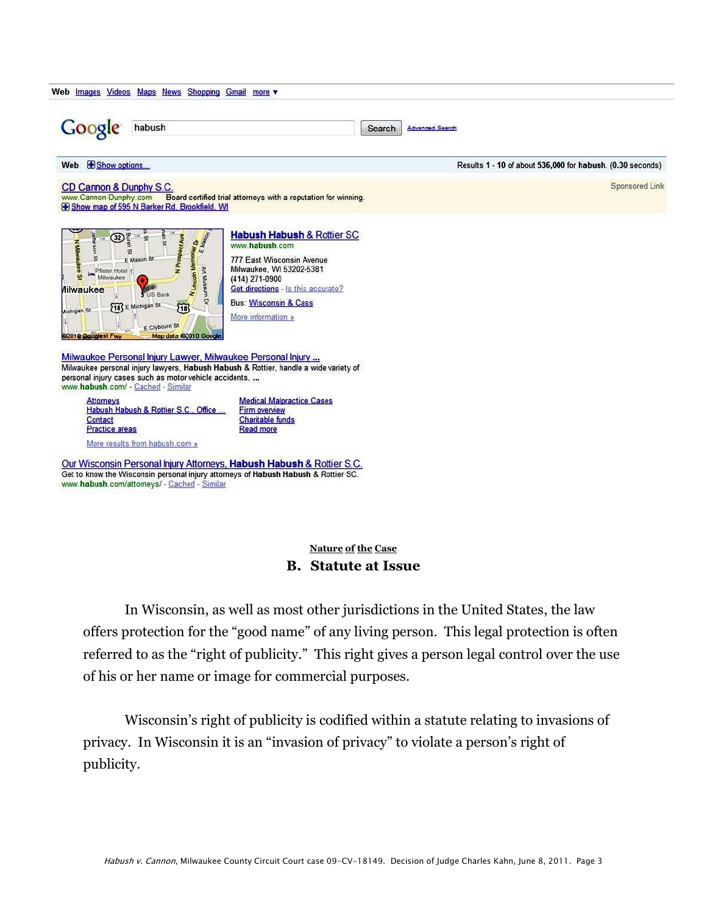Web Images Videos Maps News Shopping Gmail more ▾

Google habush Search Advanced Search

Web Show options... Results **1** - **10** of about **536,000** for **habush**. (**0.30** seconds)

CD Cannon & Dunphy S.C. Sponsored Link
www.Cannon-Dunphy.com Board certified trial attorneys with a reputation for winning.
Show map of 595 N Barker Rd, Brookfield, WI

**Habush Habush** & Rottier SC
www.**habush**.com
777 East Wisconsin Avenue
Milwaukee, WI 53202-5381
(414) 271-0900
Get directions - Is this accurate?
Bus: Wisconsin & Cass
More information »

Milwaukee Personal Injury Lawyer, Milwaukee Personal Injury ...
Milwaukee personal injury lawyers, **Habush Habush** & Rottier, handle a wide variety of personal injury cases such as motor vehicle accidents. ...
www.**habush**.com/ - Cached - Similar

- Attorneys
- Habush Habush & Rottier S.C. Office ...
- Contact
- Practice areas
- Medical Malpractice Cases
- Firm overview
- Charitable funds
- Read more

More results from habush.com »

Our Wisconsin Personal Injury Attorneys, **Habush Habush** & Rottier S.C.
Get to know the Wisconsin personal injury attorneys of **Habush Habush** & Rottier SC.
www.**habush**.com/attorneys/ - Cached - Similar

**Nature of the Case**

## B. Statute at Issue

In Wisconsin, as well as most other jurisdictions in the United States, the law offers protection for the "good name" of any living person. This legal protection is often referred to as the "right of publicity." This right gives a person legal control over the use of his or her name or image for commercial purposes.

Wisconsin's right of publicity is codified within a statute relating to invasions of privacy. In Wisconsin it is an "invasion of privacy" to violate a person's right of publicity.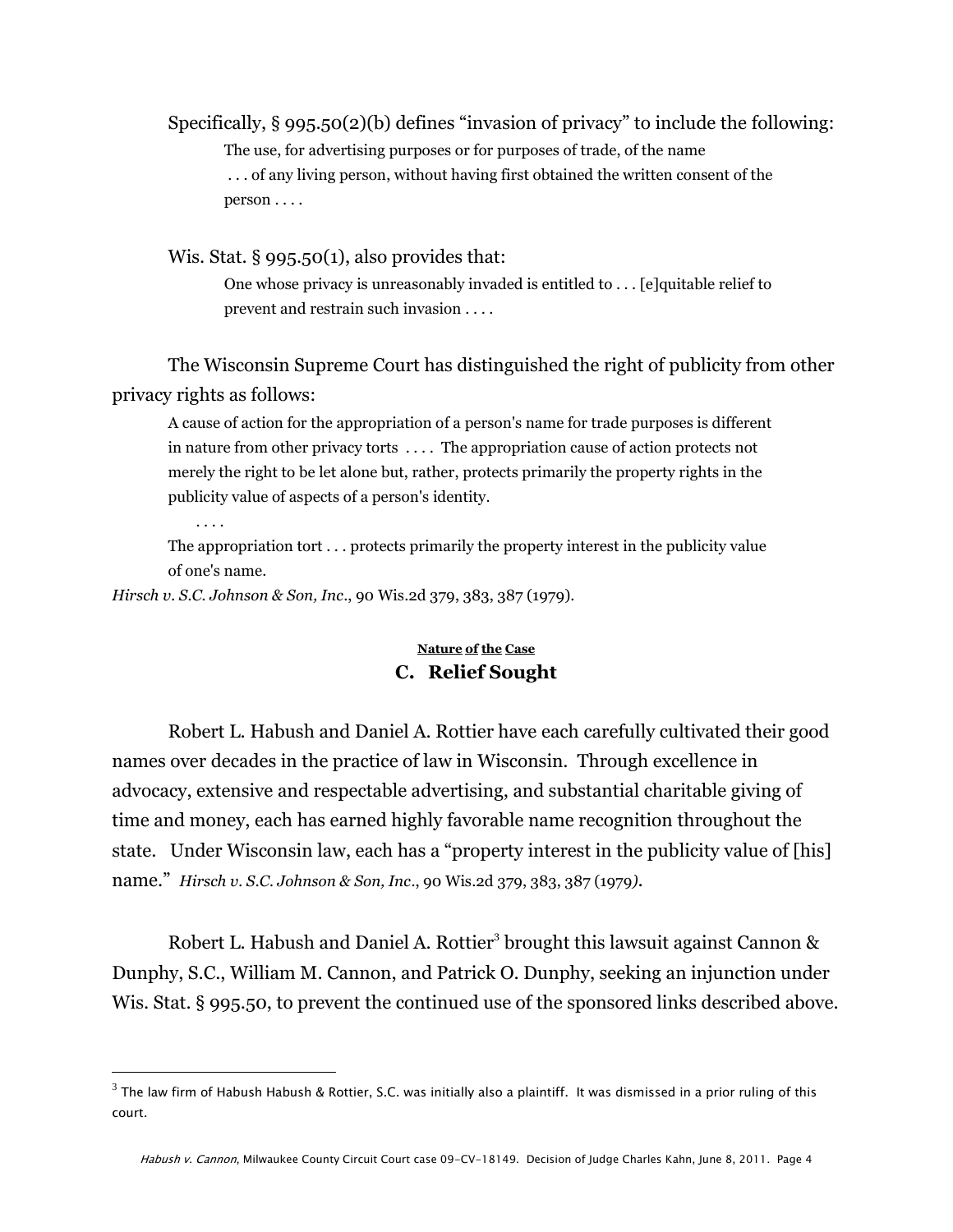Specifically, § 995.50(2)(b) defines "invasion of privacy" to include the following:

> The use, for advertising purposes or for purposes of trade, of the name . . . of any living person, without having first obtained the written consent of the person . . . .

Wis. Stat. § 995.50(1), also provides that:

> One whose privacy is unreasonably invaded is entitled to . . . [e]quitable relief to prevent and restrain such invasion . . . .

The Wisconsin Supreme Court has distinguished the right of publicity from other privacy rights as follows:

> A cause of action for the appropriation of a person's name for trade purposes is different in nature from other privacy torts . . . . The appropriation cause of action protects not merely the right to be let alone but, rather, protects primarily the property rights in the publicity value of aspects of a person's identity.
>
> . . . .
>
> The appropriation tort . . . protects primarily the property interest in the publicity value of one's name.

*Hirsch v. S.C. Johnson & Son, Inc.*, 90 Wis.2d 379, 383, 387 (1979).

**Nature of the Case**

### C. Relief Sought

Robert L. Habush and Daniel A. Rottier have each carefully cultivated their good names over decades in the practice of law in Wisconsin. Through excellence in advocacy, extensive and respectable advertising, and substantial charitable giving of time and money, each has earned highly favorable name recognition throughout the state. Under Wisconsin law, each has a "property interest in the publicity value of [his] name." *Hirsch v. S.C. Johnson & Son, Inc.*, 90 Wis.2d 379, 383, 387 (1979).

Robert L. Habush and Daniel A. Rottier[3] brought this lawsuit against Cannon & Dunphy, S.C., William M. Cannon, and Patrick O. Dunphy, seeking an injunction under Wis. Stat. § 995.50, to prevent the continued use of the sponsored links described above.

---

[3] The law firm of Habush Habush & Rottier, S.C. was initially also a plaintiff. It was dismissed in a prior ruling of this court.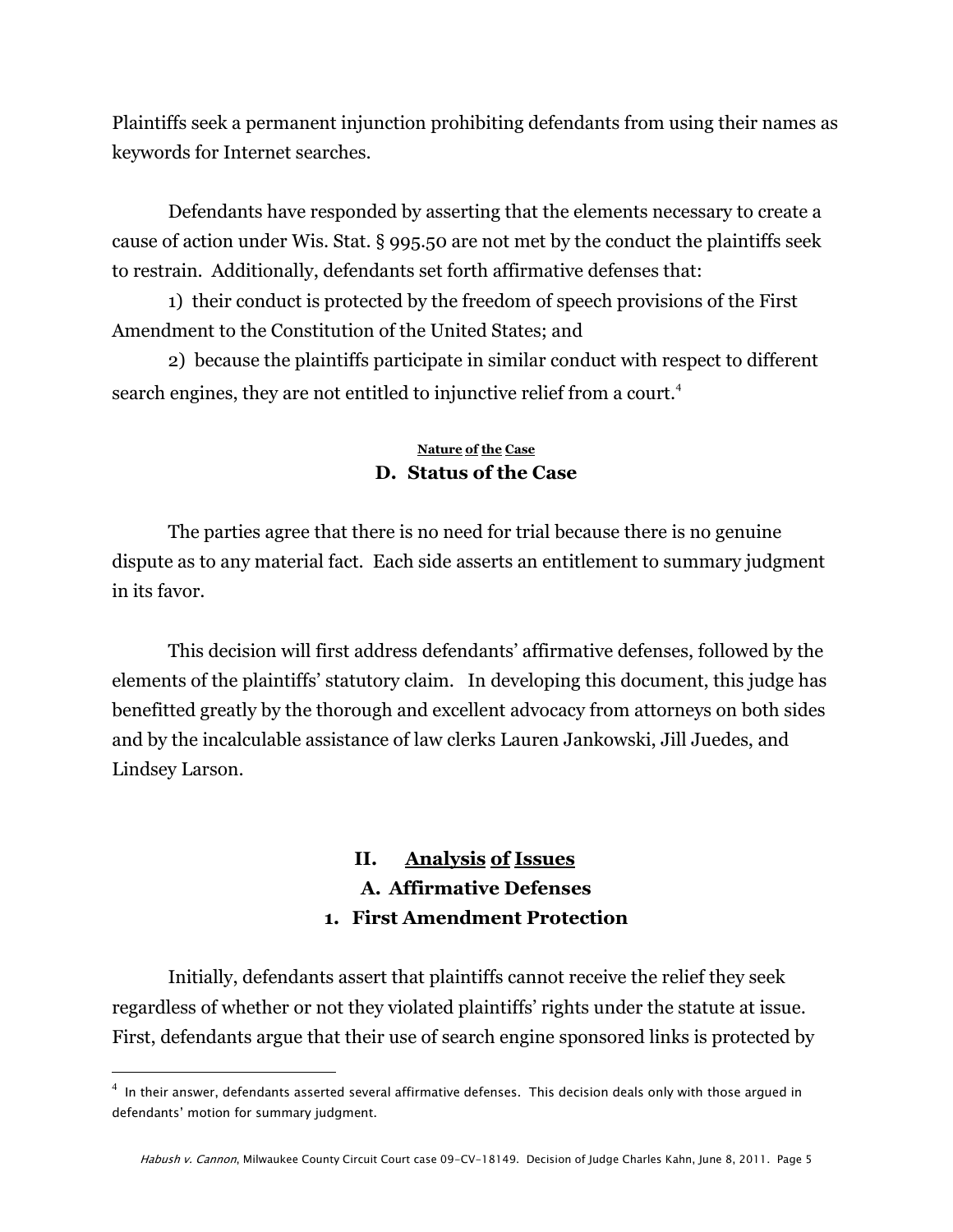Plaintiffs seek a permanent injunction prohibiting defendants from using their names as keywords for Internet searches.

Defendants have responded by asserting that the elements necessary to create a cause of action under Wis. Stat. § 995.50 are not met by the conduct the plaintiffs seek to restrain. Additionally, defendants set forth affirmative defenses that:

1) their conduct is protected by the freedom of speech provisions of the First Amendment to the Constitution of the United States; and

2) because the plaintiffs participate in similar conduct with respect to different search engines, they are not entitled to injunctive relief from a court.[4]

<u>**Nature of the Case**</u>

### D. Status of the Case

The parties agree that there is no need for trial because there is no genuine dispute as to any material fact. Each side asserts an entitlement to summary judgment in its favor.

This decision will first address defendants' affirmative defenses, followed by the elements of the plaintiffs' statutory claim. In developing this document, this judge has benefitted greatly by the thorough and excellent advocacy from attorneys on both sides and by the incalculable assistance of law clerks Lauren Jankowski, Jill Juedes, and Lindsey Larson.

## II. <u>Analysis of Issues</u>

### A. Affirmative Defenses

#### 1. First Amendment Protection

Initially, defendants assert that plaintiffs cannot receive the relief they seek regardless of whether or not they violated plaintiffs' rights under the statute at issue. First, defendants argue that their use of search engine sponsored links is protected by

---

[4] In their answer, defendants asserted several affirmative defenses. This decision deals only with those argued in defendants' motion for summary judgment.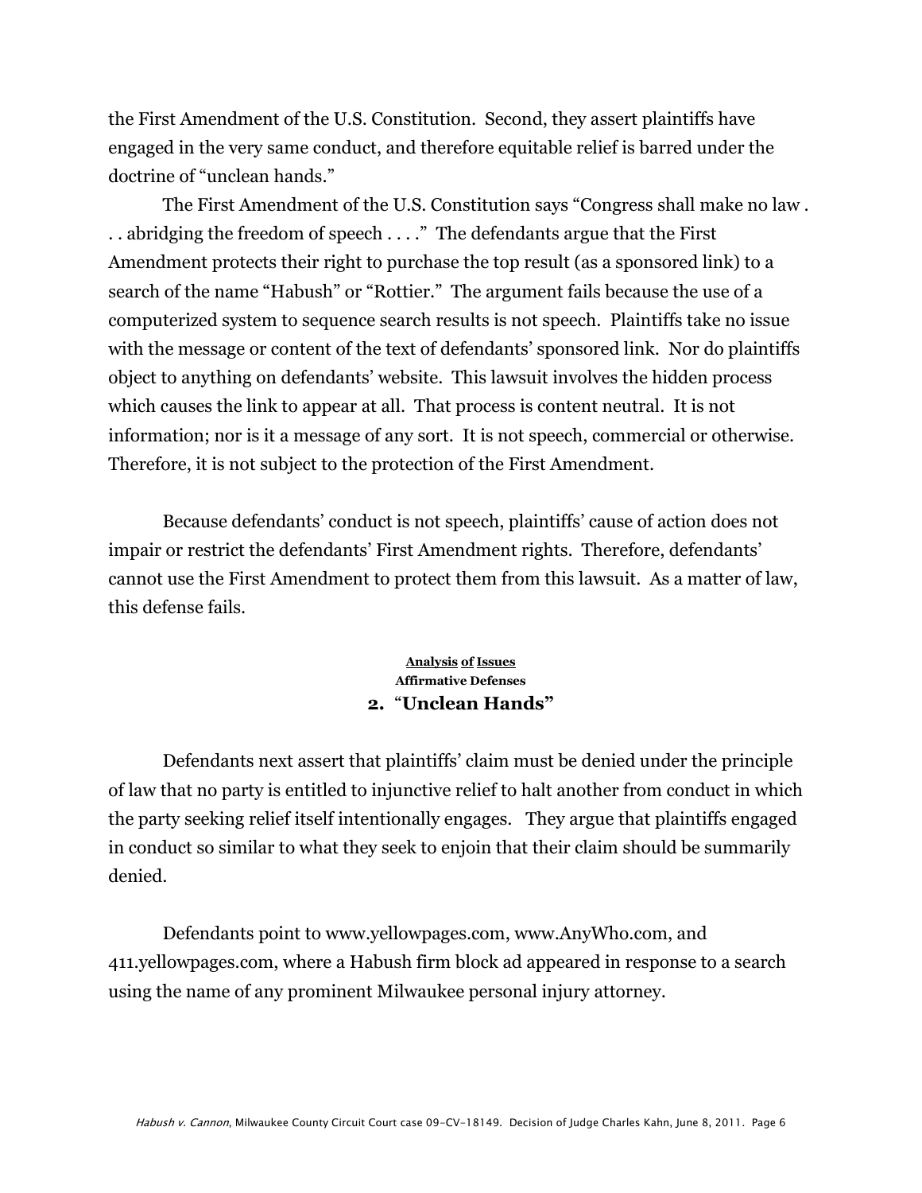the First Amendment of the U.S. Constitution. Second, they assert plaintiffs have engaged in the very same conduct, and therefore equitable relief is barred under the doctrine of "unclean hands."

The First Amendment of the U.S. Constitution says "Congress shall make no law . . . abridging the freedom of speech . . . ." The defendants argue that the First Amendment protects their right to purchase the top result (as a sponsored link) to a search of the name "Habush" or "Rottier." The argument fails because the use of a computerized system to sequence search results is not speech. Plaintiffs take no issue with the message or content of the text of defendants' sponsored link. Nor do plaintiffs object to anything on defendants' website. This lawsuit involves the hidden process which causes the link to appear at all. That process is content neutral. It is not information; nor is it a message of any sort. It is not speech, commercial or otherwise. Therefore, it is not subject to the protection of the First Amendment.

Because defendants' conduct is not speech, plaintiffs' cause of action does not impair or restrict the defendants' First Amendment rights. Therefore, defendants' cannot use the First Amendment to protect them from this lawsuit. As a matter of law, this defense fails.

**Analysis of Issues**
**Affirmative Defenses**

## 2. "Unclean Hands"

Defendants next assert that plaintiffs' claim must be denied under the principle of law that no party is entitled to injunctive relief to halt another from conduct in which the party seeking relief itself intentionally engages. They argue that plaintiffs engaged in conduct so similar to what they seek to enjoin that their claim should be summarily denied.

Defendants point to www.yellowpages.com, www.AnyWho.com, and 411.yellowpages.com, where a Habush firm block ad appeared in response to a search using the name of any prominent Milwaukee personal injury attorney.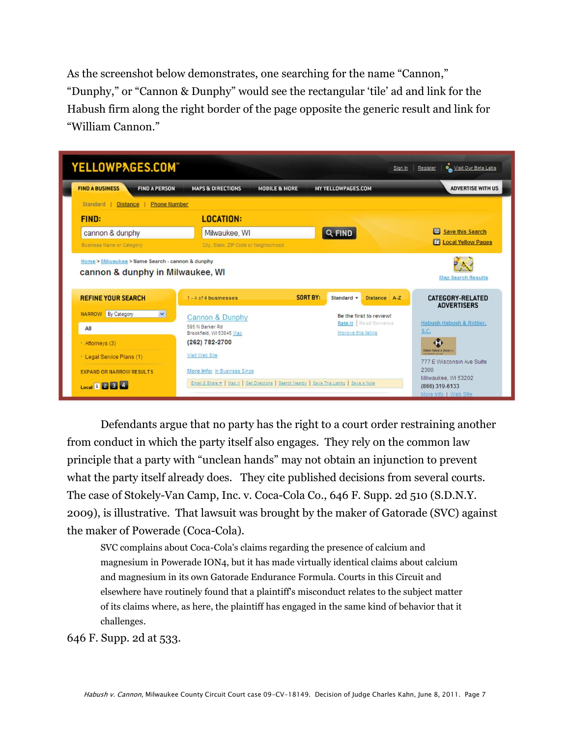As the screenshot below demonstrates, one searching for the name "Cannon," "Dunphy," or "Cannon & Dunphy" would see the rectangular 'tile' ad and link for the Habush firm along the right border of the page opposite the generic result and link for "William Cannon."

Defendants argue that no party has the right to a court order restraining another from conduct in which the party itself also engages. They rely on the common law principle that a party with "unclean hands" may not obtain an injunction to prevent what the party itself already does. They cite published decisions from several courts. The case of Stokely-Van Camp, Inc. v. Coca-Cola Co., 646 F. Supp. 2d 510 (S.D.N.Y. 2009), is illustrative. That lawsuit was brought by the maker of Gatorade (SVC) against the maker of Powerade (Coca-Cola).

> SVC complains about Coca-Cola's claims regarding the presence of calcium and magnesium in Powerade ION4, but it has made virtually identical claims about calcium and magnesium in its own Gatorade Endurance Formula. Courts in this Circuit and elsewhere have routinely found that a plaintiff's misconduct relates to the subject matter of its claims where, as here, the plaintiff has engaged in the same kind of behavior that it challenges.

646 F. Supp. 2d at 533.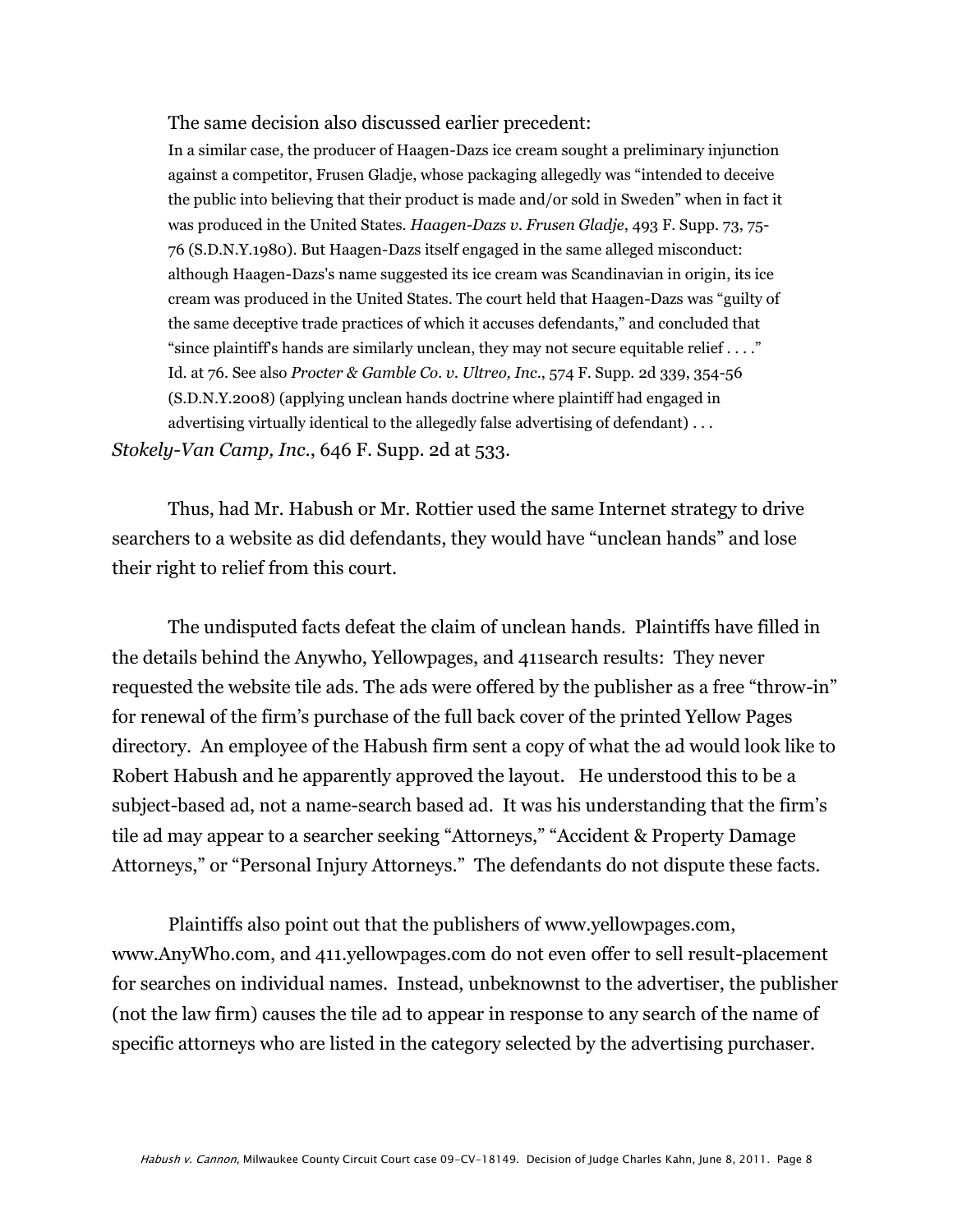The same decision also discussed earlier precedent:

> In a similar case, the producer of Haagen-Dazs ice cream sought a preliminary injunction against a competitor, Frusen Gladje, whose packaging allegedly was "intended to deceive the public into believing that their product is made and/or sold in Sweden" when in fact it was produced in the United States. *Haagen-Dazs v. Frusen Gladje*, 493 F. Supp. 73, 75-76 (S.D.N.Y.1980). But Haagen-Dazs itself engaged in the same alleged misconduct: although Haagen-Dazs's name suggested its ice cream was Scandinavian in origin, its ice cream was produced in the United States. The court held that Haagen-Dazs was "guilty of the same deceptive trade practices of which it accuses defendants," and concluded that "since plaintiff's hands are similarly unclean, they may not secure equitable relief . . . ." Id. at 76. See also *Procter & Gamble Co. v. Ultreo, Inc*., 574 F. Supp. 2d 339, 354-56 (S.D.N.Y.2008) (applying unclean hands doctrine where plaintiff had engaged in advertising virtually identical to the allegedly false advertising of defendant) . . .

*Stokely-Van Camp, Inc*., 646 F. Supp. 2d at 533.

Thus, had Mr. Habush or Mr. Rottier used the same Internet strategy to drive searchers to a website as did defendants, they would have "unclean hands" and lose their right to relief from this court.

The undisputed facts defeat the claim of unclean hands. Plaintiffs have filled in the details behind the Anywho, Yellowpages, and 411search results: They never requested the website tile ads. The ads were offered by the publisher as a free "throw-in" for renewal of the firm's purchase of the full back cover of the printed Yellow Pages directory. An employee of the Habush firm sent a copy of what the ad would look like to Robert Habush and he apparently approved the layout. He understood this to be a subject-based ad, not a name-search based ad. It was his understanding that the firm's tile ad may appear to a searcher seeking "Attorneys," "Accident & Property Damage Attorneys," or "Personal Injury Attorneys." The defendants do not dispute these facts.

Plaintiffs also point out that the publishers of www.yellowpages.com, www.AnyWho.com, and 411.yellowpages.com do not even offer to sell result-placement for searches on individual names. Instead, unbeknownst to the advertiser, the publisher (not the law firm) causes the tile ad to appear in response to any search of the name of specific attorneys who are listed in the category selected by the advertising purchaser.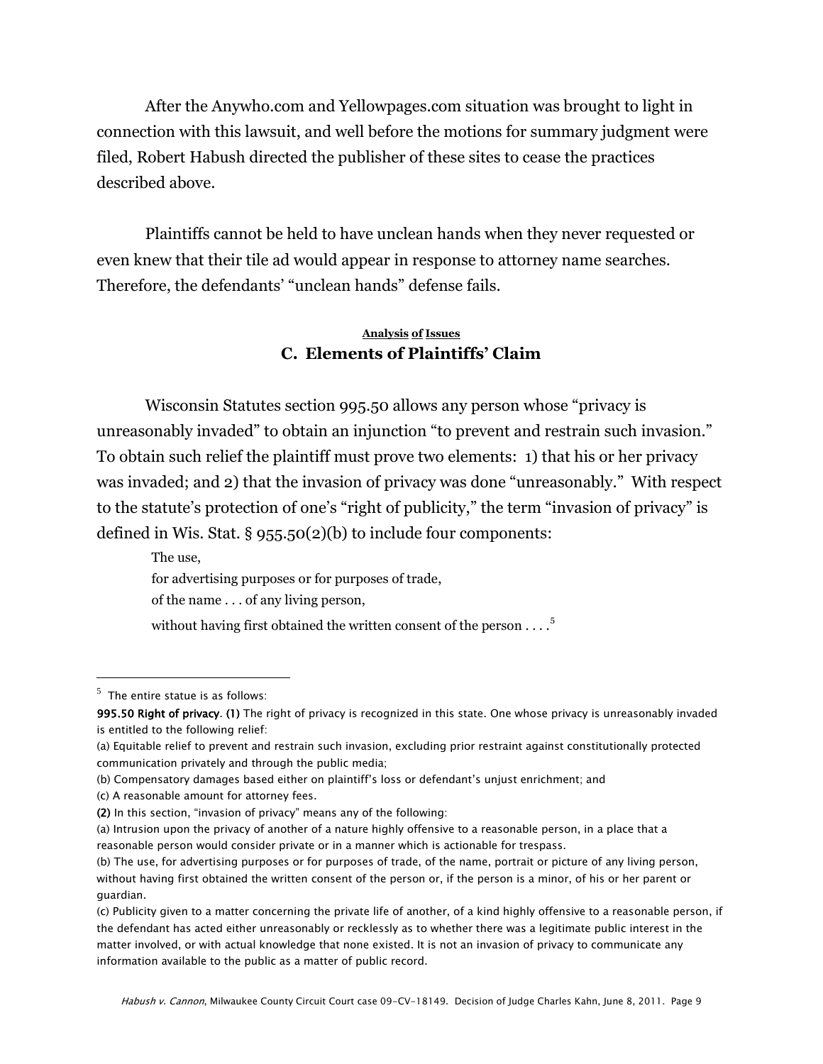After the Anywho.com and Yellowpages.com situation was brought to light in connection with this lawsuit, and well before the motions for summary judgment were filed, Robert Habush directed the publisher of these sites to cease the practices described above.

Plaintiffs cannot be held to have unclean hands when they never requested or even knew that their tile ad would appear in response to attorney name searches. Therefore, the defendants' "unclean hands" defense fails.

<u>**Analysis of Issues**</u>

### C. Elements of Plaintiffs' Claim

Wisconsin Statutes section 995.50 allows any person whose "privacy is unreasonably invaded" to obtain an injunction "to prevent and restrain such invasion." To obtain such relief the plaintiff must prove two elements: 1) that his or her privacy was invaded; and 2) that the invasion of privacy was done "unreasonably." With respect to the statute's protection of one's "right of publicity," the term "invasion of privacy" is defined in Wis. Stat. § 955.50(2)(b) to include four components:

> The use,
>
> for advertising purposes or for purposes of trade,
>
> of the name . . . of any living person,
>
> without having first obtained the written consent of the person . . . .[5]

---

[5] The entire statue is as follows:

**995.50 Right of privacy. (1)** The right of privacy is recognized in this state. One whose privacy is unreasonably invaded is entitled to the following relief:

(a) Equitable relief to prevent and restrain such invasion, excluding prior restraint against constitutionally protected communication privately and through the public media;

(b) Compensatory damages based either on plaintiff's loss or defendant's unjust enrichment; and

(c) A reasonable amount for attorney fees.

**(2)** In this section, "invasion of privacy" means any of the following:

(a) Intrusion upon the privacy of another of a nature highly offensive to a reasonable person, in a place that a reasonable person would consider private or in a manner which is actionable for trespass.

(b) The use, for advertising purposes or for purposes of trade, of the name, portrait or picture of any living person, without having first obtained the written consent of the person or, if the person is a minor, of his or her parent or guardian.

(c) Publicity given to a matter concerning the private life of another, of a kind highly offensive to a reasonable person, if the defendant has acted either unreasonably or recklessly as to whether there was a legitimate public interest in the matter involved, or with actual knowledge that none existed. It is not an invasion of privacy to communicate any information available to the public as a matter of public record.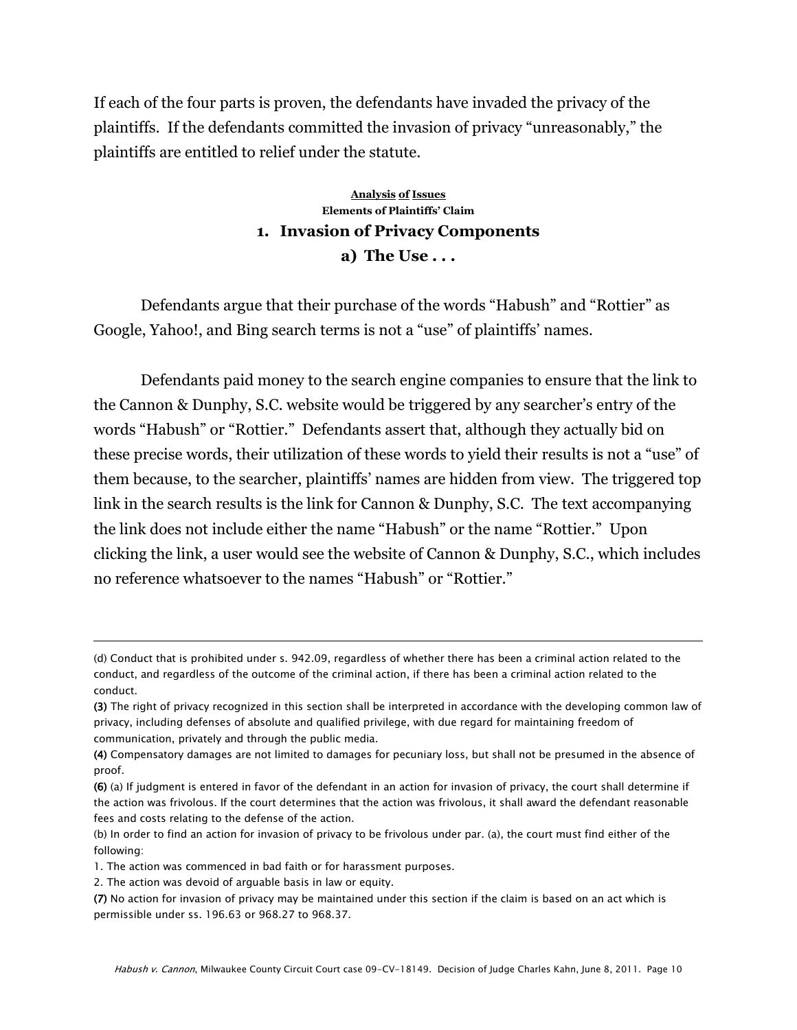If each of the four parts is proven, the defendants have invaded the privacy of the plaintiffs. If the defendants committed the invasion of privacy "unreasonably," the plaintiffs are entitled to relief under the statute.

**Analysis of Issues**

**Elements of Plaintiffs' Claim**

## 1. Invasion of Privacy Components

### a) The Use . . .

Defendants argue that their purchase of the words "Habush" and "Rottier" as Google, Yahoo!, and Bing search terms is not a "use" of plaintiffs' names.

Defendants paid money to the search engine companies to ensure that the link to the Cannon & Dunphy, S.C. website would be triggered by any searcher's entry of the words "Habush" or "Rottier." Defendants assert that, although they actually bid on these precise words, their utilization of these words to yield their results is not a "use" of them because, to the searcher, plaintiffs' names are hidden from view. The triggered top link in the search results is the link for Cannon & Dunphy, S.C. The text accompanying the link does not include either the name "Habush" or the name "Rottier." Upon clicking the link, a user would see the website of Cannon & Dunphy, S.C., which includes no reference whatsoever to the names "Habush" or "Rottier."

---

(d) Conduct that is prohibited under s. 942.09, regardless of whether there has been a criminal action related to the conduct, and regardless of the outcome of the criminal action, if there has been a criminal action related to the conduct.

**(3)** The right of privacy recognized in this section shall be interpreted in accordance with the developing common law of privacy, including defenses of absolute and qualified privilege, with due regard for maintaining freedom of communication, privately and through the public media.

**(4)** Compensatory damages are not limited to damages for pecuniary loss, but shall not be presumed in the absence of proof.

**(6)** (a) If judgment is entered in favor of the defendant in an action for invasion of privacy, the court shall determine if the action was frivolous. If the court determines that the action was frivolous, it shall award the defendant reasonable fees and costs relating to the defense of the action.

(b) In order to find an action for invasion of privacy to be frivolous under par. (a), the court must find either of the following:

1. The action was commenced in bad faith or for harassment purposes.
2. The action was devoid of arguable basis in law or equity.

**(7)** No action for invasion of privacy may be maintained under this section if the claim is based on an act which is permissible under ss. 196.63 or 968.27 to 968.37.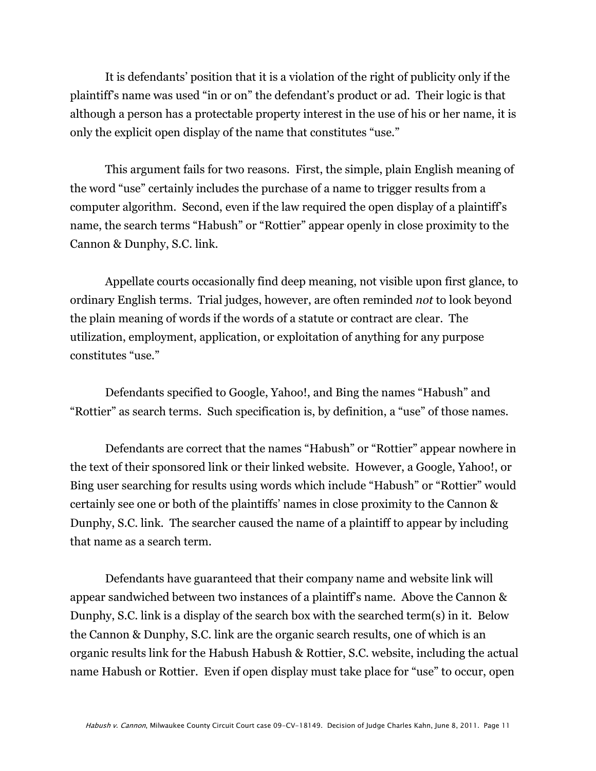It is defendants' position that it is a violation of the right of publicity only if the plaintiff's name was used "in or on" the defendant's product or ad. Their logic is that although a person has a protectable property interest in the use of his or her name, it is only the explicit open display of the name that constitutes "use."

This argument fails for two reasons. First, the simple, plain English meaning of the word "use" certainly includes the purchase of a name to trigger results from a computer algorithm. Second, even if the law required the open display of a plaintiff's name, the search terms "Habush" or "Rottier" appear openly in close proximity to the Cannon & Dunphy, S.C. link.

Appellate courts occasionally find deep meaning, not visible upon first glance, to ordinary English terms. Trial judges, however, are often reminded *not* to look beyond the plain meaning of words if the words of a statute or contract are clear. The utilization, employment, application, or exploitation of anything for any purpose constitutes "use."

Defendants specified to Google, Yahoo!, and Bing the names "Habush" and "Rottier" as search terms. Such specification is, by definition, a "use" of those names.

Defendants are correct that the names "Habush" or "Rottier" appear nowhere in the text of their sponsored link or their linked website. However, a Google, Yahoo!, or Bing user searching for results using words which include "Habush" or "Rottier" would certainly see one or both of the plaintiffs' names in close proximity to the Cannon & Dunphy, S.C. link. The searcher caused the name of a plaintiff to appear by including that name as a search term.

Defendants have guaranteed that their company name and website link will appear sandwiched between two instances of a plaintiff's name. Above the Cannon & Dunphy, S.C. link is a display of the search box with the searched term(s) in it. Below the Cannon & Dunphy, S.C. link are the organic search results, one of which is an organic results link for the Habush Habush & Rottier, S.C. website, including the actual name Habush or Rottier. Even if open display must take place for "use" to occur, open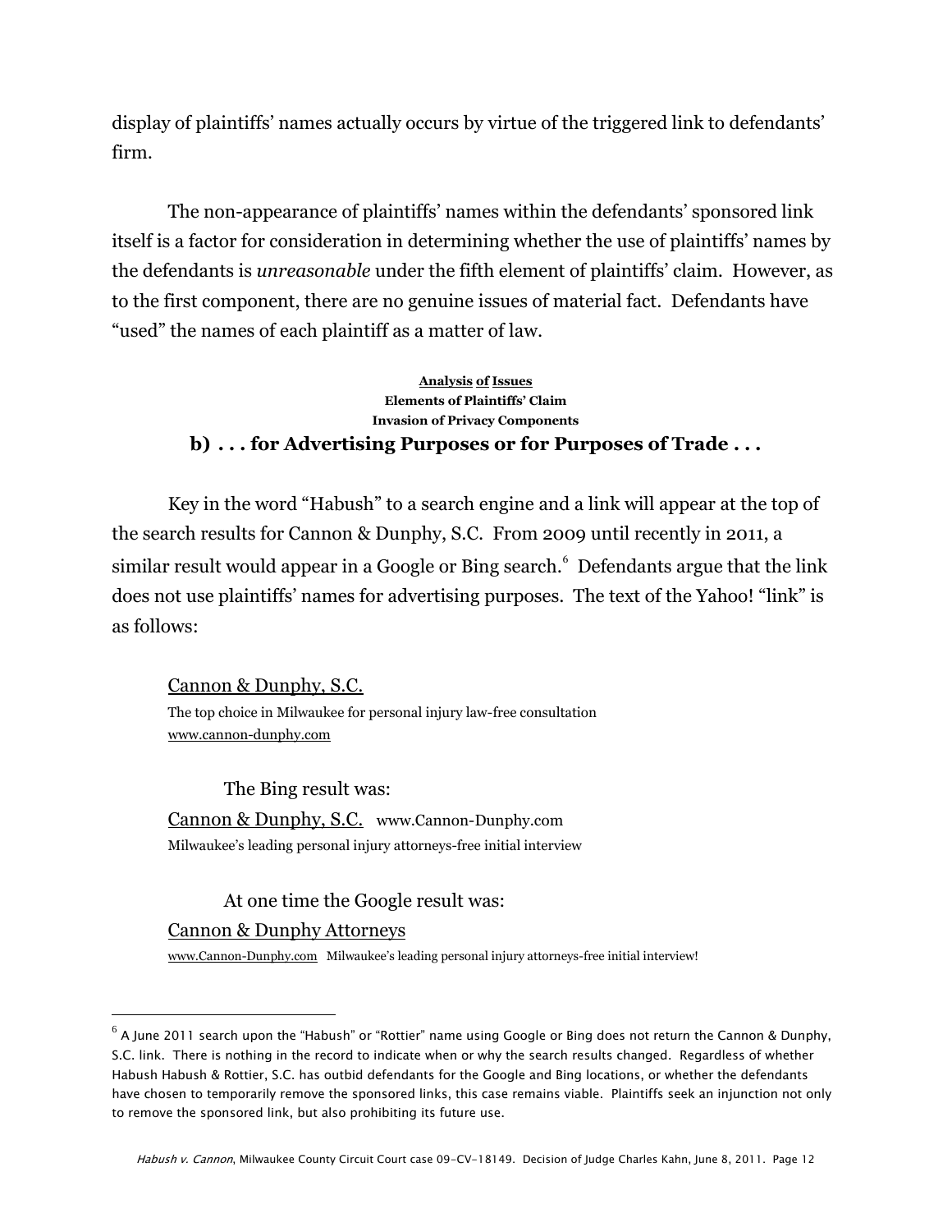display of plaintiffs' names actually occurs by virtue of the triggered link to defendants' firm.

The non-appearance of plaintiffs' names within the defendants' sponsored link itself is a factor for consideration in determining whether the use of plaintiffs' names by the defendants is *unreasonable* under the fifth element of plaintiffs' claim. However, as to the first component, there are no genuine issues of material fact. Defendants have "used" the names of each plaintiff as a matter of law.

**Analysis of Issues**
**Elements of Plaintiffs' Claim**
**Invasion of Privacy Components**

### b) . . . for Advertising Purposes or for Purposes of Trade . . .

Key in the word "Habush" to a search engine and a link will appear at the top of the search results for Cannon & Dunphy, S.C. From 2009 until recently in 2011, a similar result would appear in a Google or Bing search.[6] Defendants argue that the link does not use plaintiffs' names for advertising purposes. The text of the Yahoo! "link" is as follows:

> Cannon & Dunphy, S.C.
> The top choice in Milwaukee for personal injury law-free consultation
> www.cannon-dunphy.com

The Bing result was:

> Cannon & Dunphy, S.C. www.Cannon-Dunphy.com
> Milwaukee's leading personal injury attorneys-free initial interview

At one time the Google result was:

> Cannon & Dunphy Attorneys
> www.Cannon-Dunphy.com Milwaukee's leading personal injury attorneys-free initial interview!

---

[6] A June 2011 search upon the "Habush" or "Rottier" name using Google or Bing does not return the Cannon & Dunphy, S.C. link. There is nothing in the record to indicate when or why the search results changed. Regardless of whether Habush Habush & Rottier, S.C. has outbid defendants for the Google and Bing locations, or whether the defendants have chosen to temporarily remove the sponsored links, this case remains viable. Plaintiffs seek an injunction not only to remove the sponsored link, but also prohibiting its future use.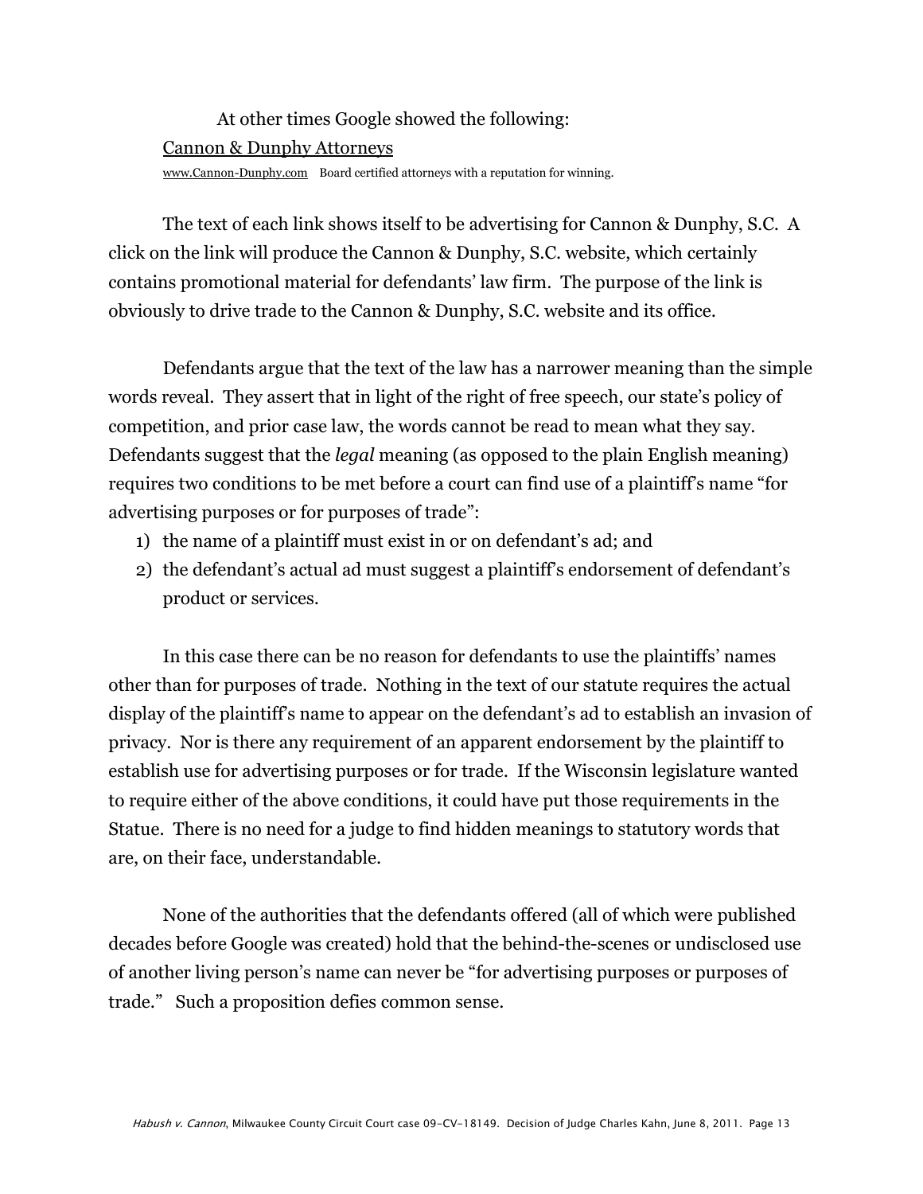At other times Google showed the following:

Cannon & Dunphy Attorneys

www.Cannon-Dunphy.com Board certified attorneys with a reputation for winning.

The text of each link shows itself to be advertising for Cannon & Dunphy, S.C. A click on the link will produce the Cannon & Dunphy, S.C. website, which certainly contains promotional material for defendants' law firm. The purpose of the link is obviously to drive trade to the Cannon & Dunphy, S.C. website and its office.

Defendants argue that the text of the law has a narrower meaning than the simple words reveal. They assert that in light of the right of free speech, our state's policy of competition, and prior case law, the words cannot be read to mean what they say. Defendants suggest that the *legal* meaning (as opposed to the plain English meaning) requires two conditions to be met before a court can find use of a plaintiff's name "for advertising purposes or for purposes of trade":

1) the name of a plaintiff must exist in or on defendant's ad; and
2) the defendant's actual ad must suggest a plaintiff's endorsement of defendant's product or services.

In this case there can be no reason for defendants to use the plaintiffs' names other than for purposes of trade. Nothing in the text of our statute requires the actual display of the plaintiff's name to appear on the defendant's ad to establish an invasion of privacy. Nor is there any requirement of an apparent endorsement by the plaintiff to establish use for advertising purposes or for trade. If the Wisconsin legislature wanted to require either of the above conditions, it could have put those requirements in the Statue. There is no need for a judge to find hidden meanings to statutory words that are, on their face, understandable.

None of the authorities that the defendants offered (all of which were published decades before Google was created) hold that the behind-the-scenes or undisclosed use of another living person's name can never be "for advertising purposes or purposes of trade." Such a proposition defies common sense.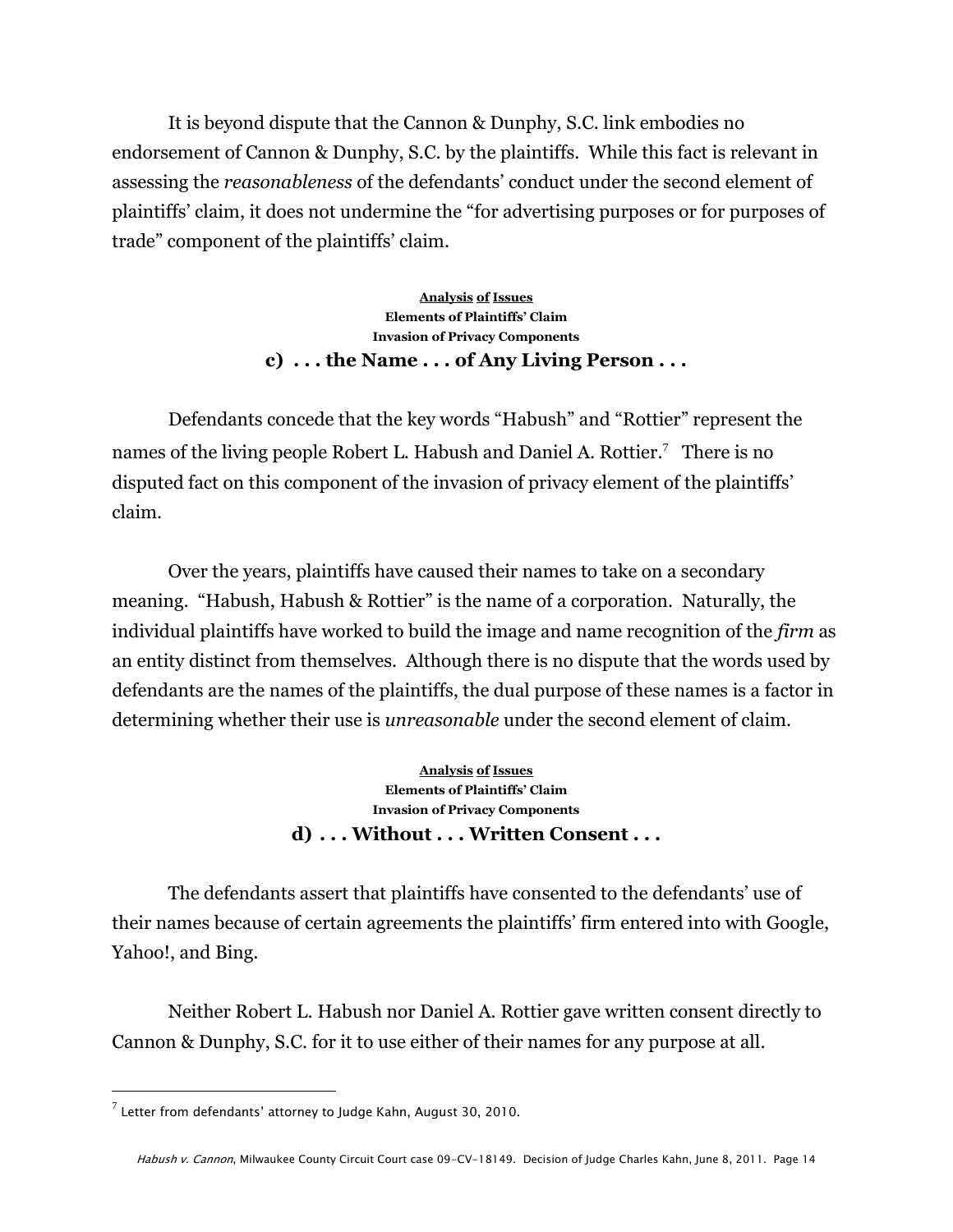It is beyond dispute that the Cannon & Dunphy, S.C. link embodies no endorsement of Cannon & Dunphy, S.C. by the plaintiffs. While this fact is relevant in assessing the *reasonableness* of the defendants' conduct under the second element of plaintiffs' claim, it does not undermine the "for advertising purposes or for purposes of trade" component of the plaintiffs' claim.

**Analysis of Issues**
**Elements of Plaintiffs' Claim**
**Invasion of Privacy Components**

### c) . . . the Name . . . of Any Living Person . . .

Defendants concede that the key words "Habush" and "Rottier" represent the names of the living people Robert L. Habush and Daniel A. Rottier.[7] There is no disputed fact on this component of the invasion of privacy element of the plaintiffs' claim.

Over the years, plaintiffs have caused their names to take on a secondary meaning. "Habush, Habush & Rottier" is the name of a corporation. Naturally, the individual plaintiffs have worked to build the image and name recognition of the *firm* as an entity distinct from themselves. Although there is no dispute that the words used by defendants are the names of the plaintiffs, the dual purpose of these names is a factor in determining whether their use is *unreasonable* under the second element of claim.

**Analysis of Issues**
**Elements of Plaintiffs' Claim**
**Invasion of Privacy Components**

### d) . . . Without . . . Written Consent . . .

The defendants assert that plaintiffs have consented to the defendants' use of their names because of certain agreements the plaintiffs' firm entered into with Google, Yahoo!, and Bing.

Neither Robert L. Habush nor Daniel A. Rottier gave written consent directly to Cannon & Dunphy, S.C. for it to use either of their names for any purpose at all.

[7] Letter from defendants' attorney to Judge Kahn, August 30, 2010.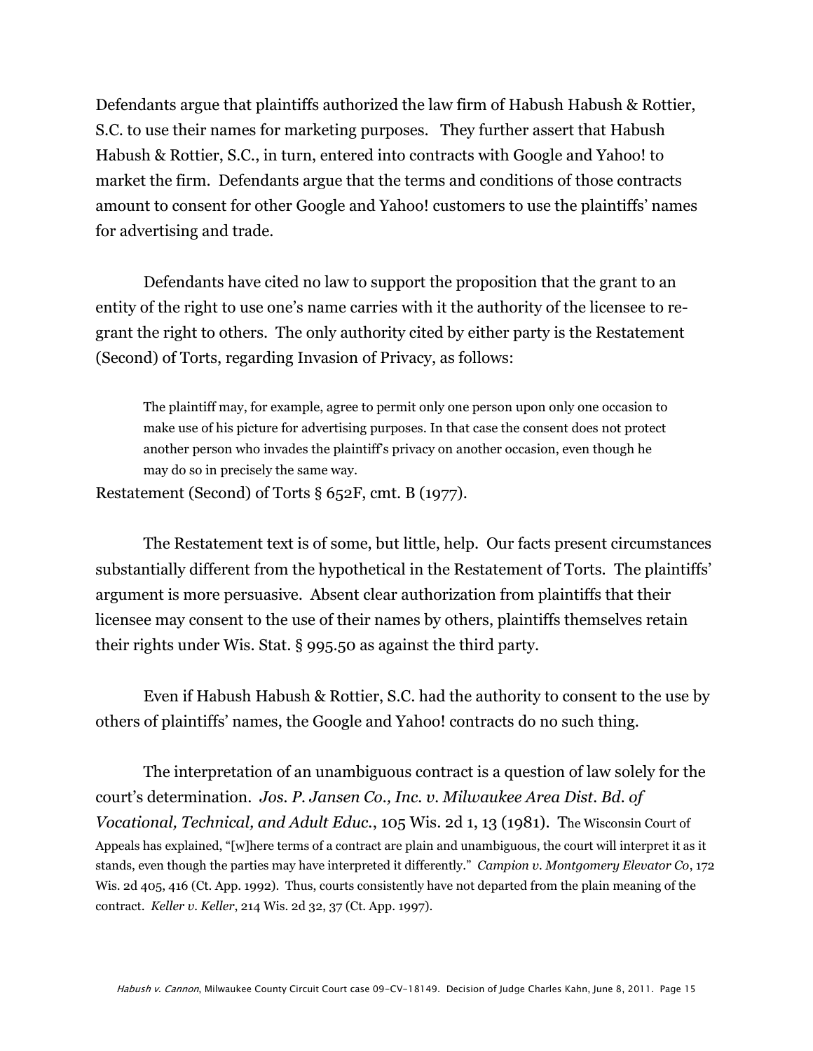Defendants argue that plaintiffs authorized the law firm of Habush Habush & Rottier, S.C. to use their names for marketing purposes. They further assert that Habush Habush & Rottier, S.C., in turn, entered into contracts with Google and Yahoo! to market the firm. Defendants argue that the terms and conditions of those contracts amount to consent for other Google and Yahoo! customers to use the plaintiffs' names for advertising and trade.

Defendants have cited no law to support the proposition that the grant to an entity of the right to use one's name carries with it the authority of the licensee to re-grant the right to others. The only authority cited by either party is the Restatement (Second) of Torts, regarding Invasion of Privacy, as follows:

> The plaintiff may, for example, agree to permit only one person upon only one occasion to make use of his picture for advertising purposes. In that case the consent does not protect another person who invades the plaintiff's privacy on another occasion, even though he may do so in precisely the same way.

Restatement (Second) of Torts § 652F, cmt. B (1977).

The Restatement text is of some, but little, help. Our facts present circumstances substantially different from the hypothetical in the Restatement of Torts. The plaintiffs' argument is more persuasive. Absent clear authorization from plaintiffs that their licensee may consent to the use of their names by others, plaintiffs themselves retain their rights under Wis. Stat. § 995.50 as against the third party.

Even if Habush Habush & Rottier, S.C. had the authority to consent to the use by others of plaintiffs' names, the Google and Yahoo! contracts do no such thing.

The interpretation of an unambiguous contract is a question of law solely for the court's determination. *Jos. P. Jansen Co., Inc. v. Milwaukee Area Dist. Bd. of Vocational, Technical, and Adult Educ.*, 105 Wis. 2d 1, 13 (1981). The Wisconsin Court of Appeals has explained, "[w]here terms of a contract are plain and unambiguous, the court will interpret it as it stands, even though the parties may have interpreted it differently." *Campion v. Montgomery Elevator Co*, 172 Wis. 2d 405, 416 (Ct. App. 1992). Thus, courts consistently have not departed from the plain meaning of the contract. *Keller v. Keller*, 214 Wis. 2d 32, 37 (Ct. App. 1997).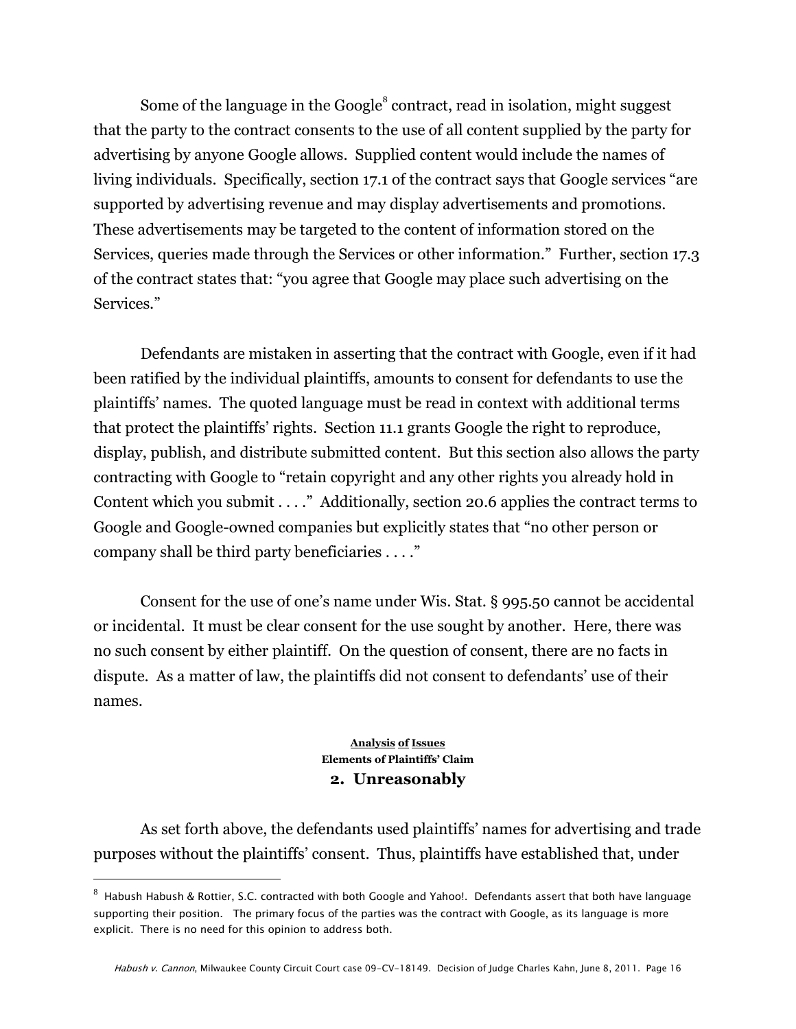Some of the language in the Google[8] contract, read in isolation, might suggest that the party to the contract consents to the use of all content supplied by the party for advertising by anyone Google allows. Supplied content would include the names of living individuals. Specifically, section 17.1 of the contract says that Google services "are supported by advertising revenue and may display advertisements and promotions. These advertisements may be targeted to the content of information stored on the Services, queries made through the Services or other information." Further, section 17.3 of the contract states that: "you agree that Google may place such advertising on the Services."

Defendants are mistaken in asserting that the contract with Google, even if it had been ratified by the individual plaintiffs, amounts to consent for defendants to use the plaintiffs' names. The quoted language must be read in context with additional terms that protect the plaintiffs' rights. Section 11.1 grants Google the right to reproduce, display, publish, and distribute submitted content. But this section also allows the party contracting with Google to "retain copyright and any other rights you already hold in Content which you submit . . . ." Additionally, section 20.6 applies the contract terms to Google and Google-owned companies but explicitly states that "no other person or company shall be third party beneficiaries . . . ."

Consent for the use of one's name under Wis. Stat. § 995.50 cannot be accidental or incidental. It must be clear consent for the use sought by another. Here, there was no such consent by either plaintiff. On the question of consent, there are no facts in dispute. As a matter of law, the plaintiffs did not consent to defendants' use of their names.

**Analysis of Issues**
**Elements of Plaintiffs' Claim**

### 2. Unreasonably

As set forth above, the defendants used plaintiffs' names for advertising and trade purposes without the plaintiffs' consent. Thus, plaintiffs have established that, under

---

[8] Habush Habush & Rottier, S.C. contracted with both Google and Yahoo!. Defendants assert that both have language supporting their position. The primary focus of the parties was the contract with Google, as its language is more explicit. There is no need for this opinion to address both.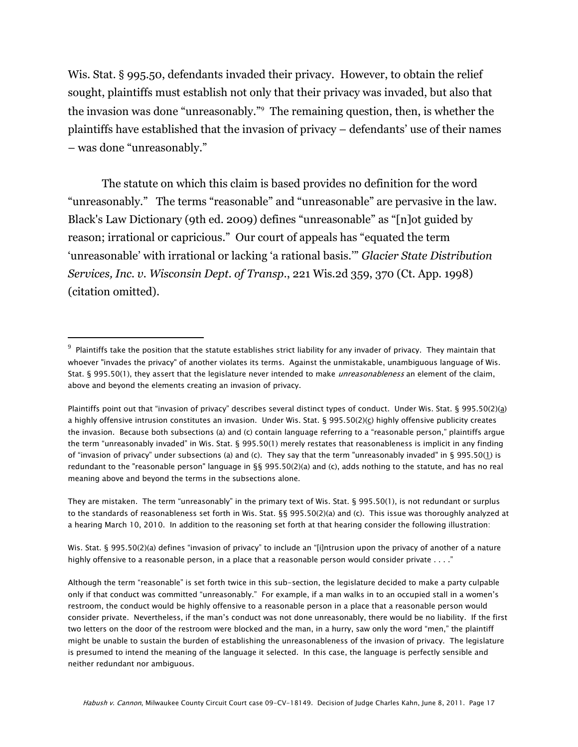Wis. Stat. § 995.50, defendants invaded their privacy. However, to obtain the relief sought, plaintiffs must establish not only that their privacy was invaded, but also that the invasion was done "unreasonably."[9] The remaining question, then, is whether the plaintiffs have established that the invasion of privacy – defendants' use of their names – was done "unreasonably."

The statute on which this claim is based provides no definition for the word "unreasonably." The terms "reasonable" and "unreasonable" are pervasive in the law. Black's Law Dictionary (9th ed. 2009) defines "unreasonable" as "[n]ot guided by reason; irrational or capricious." Our court of appeals has "equated the term 'unreasonable' with irrational or lacking 'a rational basis.'" *Glacier State Distribution Services, Inc. v. Wisconsin Dept. of Transp.*, 221 Wis.2d 359, 370 (Ct. App. 1998) (citation omitted).

---

[9] Plaintiffs take the position that the statute establishes strict liability for any invader of privacy. They maintain that whoever "invades the privacy" of another violates its terms. Against the unmistakable, unambiguous language of Wis. Stat. § 995.50(1), they assert that the legislature never intended to make *unreasonableness* an element of the claim, above and beyond the elements creating an invasion of privacy.

Plaintiffs point out that "invasion of privacy" describes several distinct types of conduct. Under Wis. Stat. § 995.50(2)(a) a highly offensive intrusion constitutes an invasion. Under Wis. Stat. § 995.50(2)(c) highly offensive publicity creates the invasion. Because both subsections (a) and (c) contain language referring to a "reasonable person," plaintiffs argue the term "unreasonably invaded" in Wis. Stat. § 995.50(1) merely restates that reasonableness is implicit in any finding of "invasion of privacy" under subsections (a) and (c). They say that the term "unreasonably invaded" in § 995.50(1) is redundant to the "reasonable person" language in §§ 995.50(2)(a) and (c), adds nothing to the statute, and has no real meaning above and beyond the terms in the subsections alone.

They are mistaken. The term "unreasonably" in the primary text of Wis. Stat. § 995.50(1), is not redundant or surplus to the standards of reasonableness set forth in Wis. Stat. §§ 995.50(2)(a) and (c). This issue was thoroughly analyzed at a hearing March 10, 2010. In addition to the reasoning set forth at that hearing consider the following illustration:

Wis. Stat. § 995.50(2)(a) defines "invasion of privacy" to include an "[i]ntrusion upon the privacy of another of a nature highly offensive to a reasonable person, in a place that a reasonable person would consider private . . . ."

Although the term "reasonable" is set forth twice in this sub-section, the legislature decided to make a party culpable only if that conduct was committed "unreasonably." For example, if a man walks in to an occupied stall in a women's restroom, the conduct would be highly offensive to a reasonable person in a place that a reasonable person would consider private. Nevertheless, if the man's conduct was not done unreasonably, there would be no liability. If the first two letters on the door of the restroom were blocked and the man, in a hurry, saw only the word "men," the plaintiff might be unable to sustain the burden of establishing the unreasonableness of the invasion of privacy. The legislature is presumed to intend the meaning of the language it selected. In this case, the language is perfectly sensible and neither redundant nor ambiguous.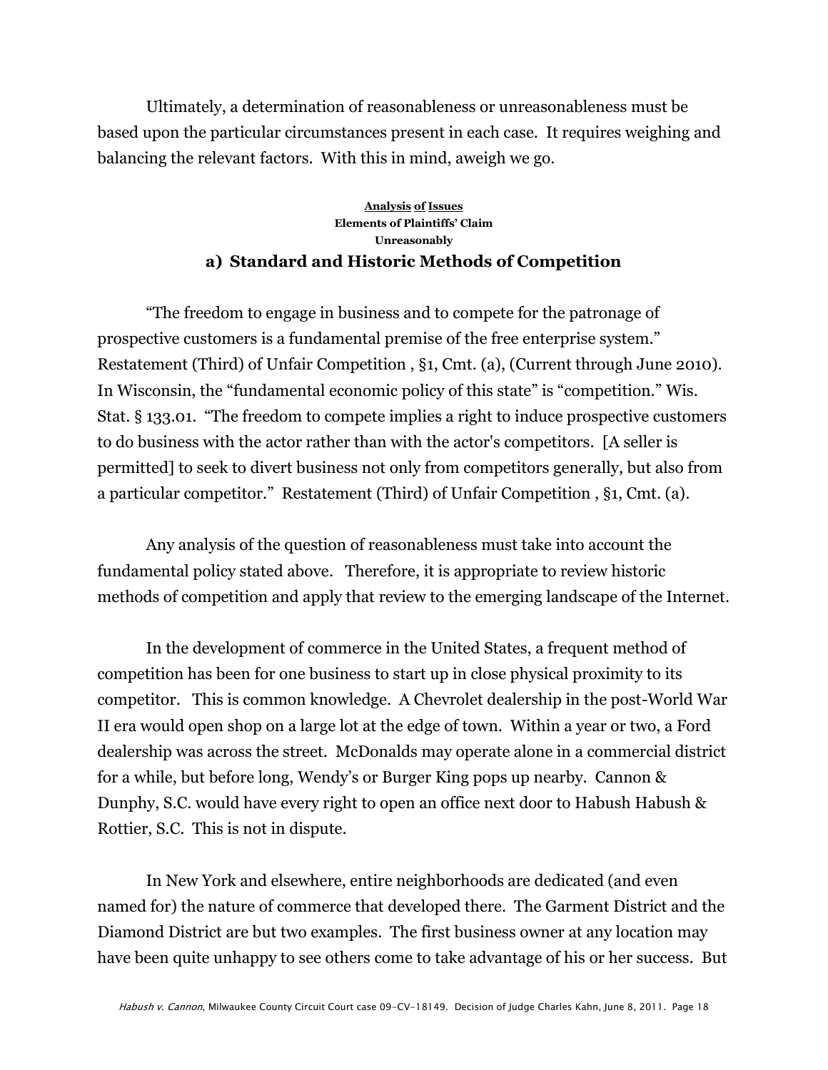Ultimately, a determination of reasonableness or unreasonableness must be based upon the particular circumstances present in each case. It requires weighing and balancing the relevant factors. With this in mind, aweigh we go.

**Analysis of Issues**
**Elements of Plaintiffs' Claim**
**Unreasonably**

### a) Standard and Historic Methods of Competition

"The freedom to engage in business and to compete for the patronage of prospective customers is a fundamental premise of the free enterprise system." Restatement (Third) of Unfair Competition , §1, Cmt. (a), (Current through June 2010). In Wisconsin, the "fundamental economic policy of this state" is "competition." Wis. Stat. § 133.01. "The freedom to compete implies a right to induce prospective customers to do business with the actor rather than with the actor's competitors. [A seller is permitted] to seek to divert business not only from competitors generally, but also from a particular competitor." Restatement (Third) of Unfair Competition , §1, Cmt. (a).

Any analysis of the question of reasonableness must take into account the fundamental policy stated above. Therefore, it is appropriate to review historic methods of competition and apply that review to the emerging landscape of the Internet.

In the development of commerce in the United States, a frequent method of competition has been for one business to start up in close physical proximity to its competitor. This is common knowledge. A Chevrolet dealership in the post-World War II era would open shop on a large lot at the edge of town. Within a year or two, a Ford dealership was across the street. McDonalds may operate alone in a commercial district for a while, but before long, Wendy's or Burger King pops up nearby. Cannon & Dunphy, S.C. would have every right to open an office next door to Habush Habush & Rottier, S.C. This is not in dispute.

In New York and elsewhere, entire neighborhoods are dedicated (and even named for) the nature of commerce that developed there. The Garment District and the Diamond District are but two examples. The first business owner at any location may have been quite unhappy to see others come to take advantage of his or her success. But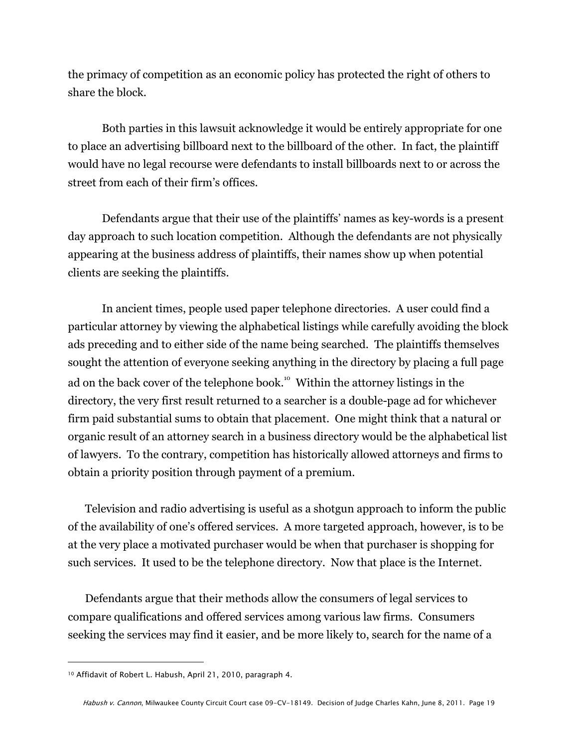the primacy of competition as an economic policy has protected the right of others to share the block.

Both parties in this lawsuit acknowledge it would be entirely appropriate for one to place an advertising billboard next to the billboard of the other. In fact, the plaintiff would have no legal recourse were defendants to install billboards next to or across the street from each of their firm's offices.

Defendants argue that their use of the plaintiffs' names as key-words is a present day approach to such location competition. Although the defendants are not physically appearing at the business address of plaintiffs, their names show up when potential clients are seeking the plaintiffs.

In ancient times, people used paper telephone directories. A user could find a particular attorney by viewing the alphabetical listings while carefully avoiding the block ads preceding and to either side of the name being searched. The plaintiffs themselves sought the attention of everyone seeking anything in the directory by placing a full page ad on the back cover of the telephone book.[10] Within the attorney listings in the directory, the very first result returned to a searcher is a double-page ad for whichever firm paid substantial sums to obtain that placement. One might think that a natural or organic result of an attorney search in a business directory would be the alphabetical list of lawyers. To the contrary, competition has historically allowed attorneys and firms to obtain a priority position through payment of a premium.

Television and radio advertising is useful as a shotgun approach to inform the public of the availability of one's offered services. A more targeted approach, however, is to be at the very place a motivated purchaser would be when that purchaser is shopping for such services. It used to be the telephone directory. Now that place is the Internet.

Defendants argue that their methods allow the consumers of legal services to compare qualifications and offered services among various law firms. Consumers seeking the services may find it easier, and be more likely to, search for the name of a

---

[10] Affidavit of Robert L. Habush, April 21, 2010, paragraph 4.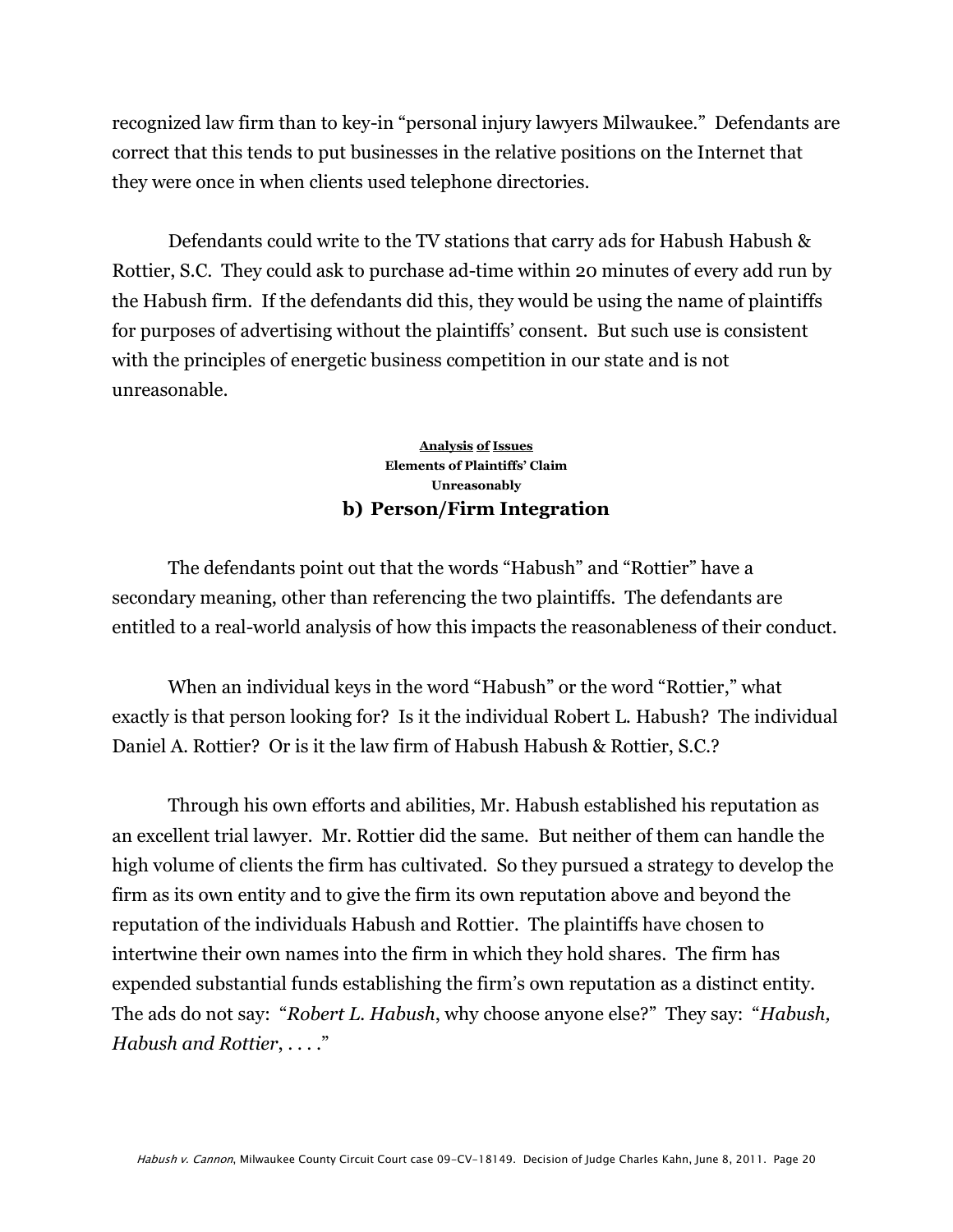recognized law firm than to key-in "personal injury lawyers Milwaukee." Defendants are correct that this tends to put businesses in the relative positions on the Internet that they were once in when clients used telephone directories.

Defendants could write to the TV stations that carry ads for Habush Habush & Rottier, S.C. They could ask to purchase ad-time within 20 minutes of every add run by the Habush firm. If the defendants did this, they would be using the name of plaintiffs for purposes of advertising without the plaintiffs' consent. But such use is consistent with the principles of energetic business competition in our state and is not unreasonable.

**Analysis of Issues**
**Elements of Plaintiffs' Claim**
**Unreasonably**

### b) Person/Firm Integration

The defendants point out that the words "Habush" and "Rottier" have a secondary meaning, other than referencing the two plaintiffs. The defendants are entitled to a real-world analysis of how this impacts the reasonableness of their conduct.

When an individual keys in the word "Habush" or the word "Rottier," what exactly is that person looking for? Is it the individual Robert L. Habush? The individual Daniel A. Rottier? Or is it the law firm of Habush Habush & Rottier, S.C.?

Through his own efforts and abilities, Mr. Habush established his reputation as an excellent trial lawyer. Mr. Rottier did the same. But neither of them can handle the high volume of clients the firm has cultivated. So they pursued a strategy to develop the firm as its own entity and to give the firm its own reputation above and beyond the reputation of the individuals Habush and Rottier. The plaintiffs have chosen to intertwine their own names into the firm in which they hold shares. The firm has expended substantial funds establishing the firm's own reputation as a distinct entity. The ads do not say: "*Robert L. Habush*, why choose anyone else?" They say: "*Habush, Habush and Rottier*, . . . ."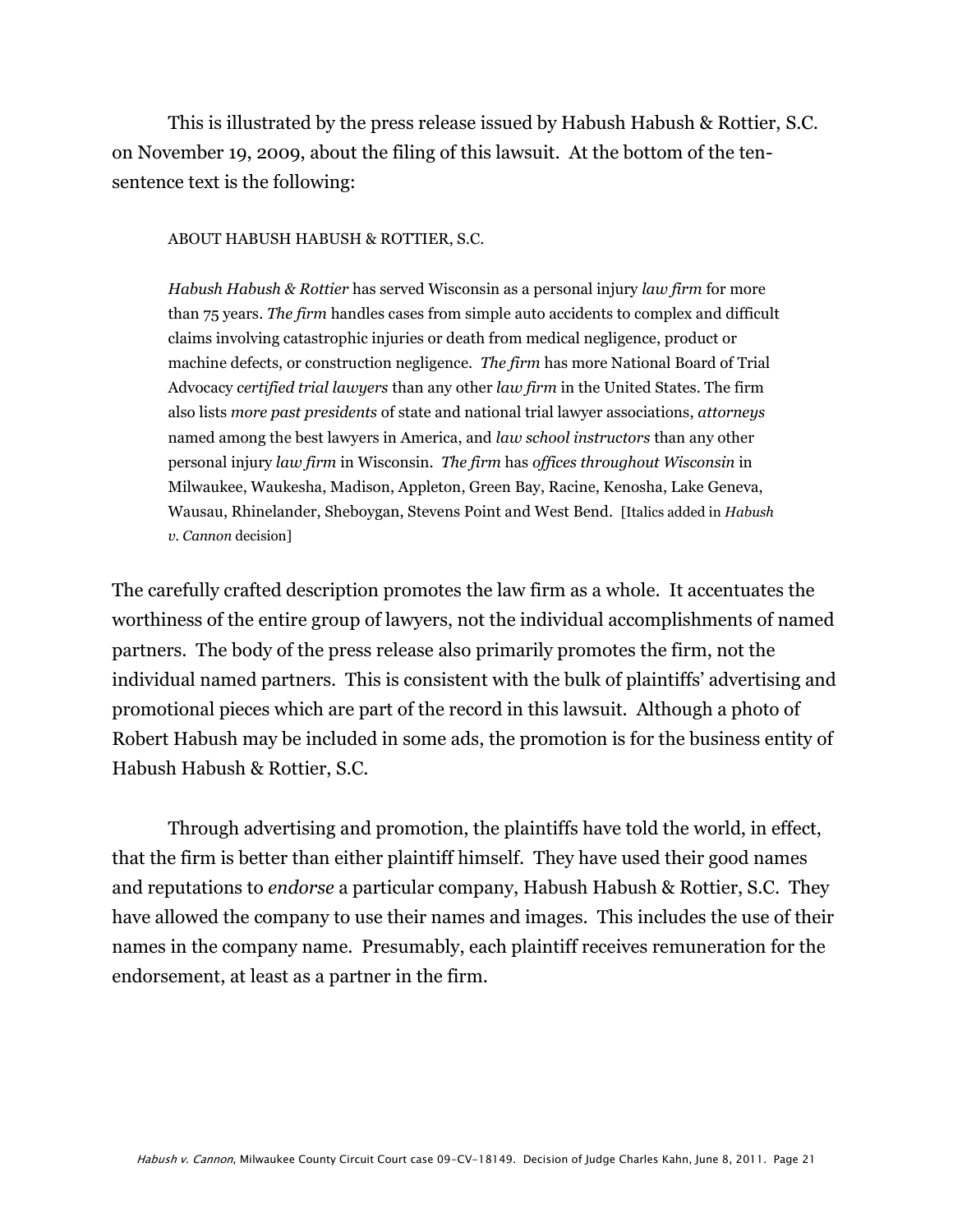This is illustrated by the press release issued by Habush Habush & Rottier, S.C. on November 19, 2009, about the filing of this lawsuit. At the bottom of the ten-sentence text is the following:

> ABOUT HABUSH HABUSH & ROTTIER, S.C.
>
> *Habush Habush & Rottier* has served Wisconsin as a personal injury *law firm* for more than 75 years. *The firm* handles cases from simple auto accidents to complex and difficult claims involving catastrophic injuries or death from medical negligence, product or machine defects, or construction negligence. *The firm* has more National Board of Trial Advocacy *certified trial lawyers* than any other *law firm* in the United States. The firm also lists *more past presidents* of state and national trial lawyer associations, *attorneys* named among the best lawyers in America, and *law school instructors* than any other personal injury *law firm* in Wisconsin. *The firm* has *offices throughout Wisconsin* in Milwaukee, Waukesha, Madison, Appleton, Green Bay, Racine, Kenosha, Lake Geneva, Wausau, Rhinelander, Sheboygan, Stevens Point and West Bend. [Italics added in *Habush v. Cannon* decision]

The carefully crafted description promotes the law firm as a whole. It accentuates the worthiness of the entire group of lawyers, not the individual accomplishments of named partners. The body of the press release also primarily promotes the firm, not the individual named partners. This is consistent with the bulk of plaintiffs' advertising and promotional pieces which are part of the record in this lawsuit. Although a photo of Robert Habush may be included in some ads, the promotion is for the business entity of Habush Habush & Rottier, S.C.

Through advertising and promotion, the plaintiffs have told the world, in effect, that the firm is better than either plaintiff himself. They have used their good names and reputations to *endorse* a particular company, Habush Habush & Rottier, S.C. They have allowed the company to use their names and images. This includes the use of their names in the company name. Presumably, each plaintiff receives remuneration for the endorsement, at least as a partner in the firm.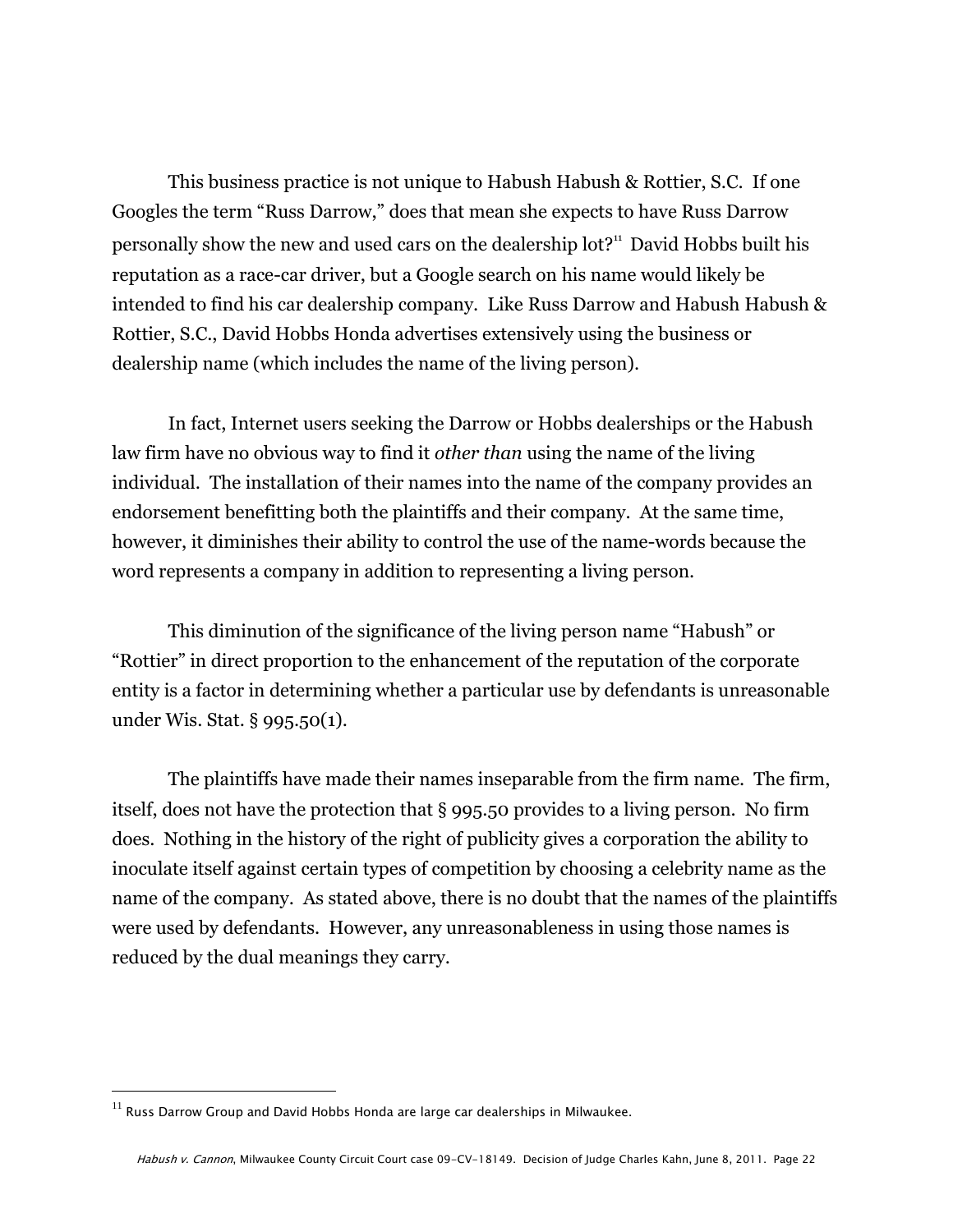This business practice is not unique to Habush Habush & Rottier, S.C. If one Googles the term "Russ Darrow," does that mean she expects to have Russ Darrow personally show the new and used cars on the dealership lot?[11] David Hobbs built his reputation as a race-car driver, but a Google search on his name would likely be intended to find his car dealership company. Like Russ Darrow and Habush Habush & Rottier, S.C., David Hobbs Honda advertises extensively using the business or dealership name (which includes the name of the living person).

In fact, Internet users seeking the Darrow or Hobbs dealerships or the Habush law firm have no obvious way to find it *other than* using the name of the living individual. The installation of their names into the name of the company provides an endorsement benefitting both the plaintiffs and their company. At the same time, however, it diminishes their ability to control the use of the name-words because the word represents a company in addition to representing a living person.

This diminution of the significance of the living person name "Habush" or "Rottier" in direct proportion to the enhancement of the reputation of the corporate entity is a factor in determining whether a particular use by defendants is unreasonable under Wis. Stat. § 995.50(1).

The plaintiffs have made their names inseparable from the firm name. The firm, itself, does not have the protection that § 995.50 provides to a living person. No firm does. Nothing in the history of the right of publicity gives a corporation the ability to inoculate itself against certain types of competition by choosing a celebrity name as the name of the company. As stated above, there is no doubt that the names of the plaintiffs were used by defendants. However, any unreasonableness in using those names is reduced by the dual meanings they carry.

[11] Russ Darrow Group and David Hobbs Honda are large car dealerships in Milwaukee.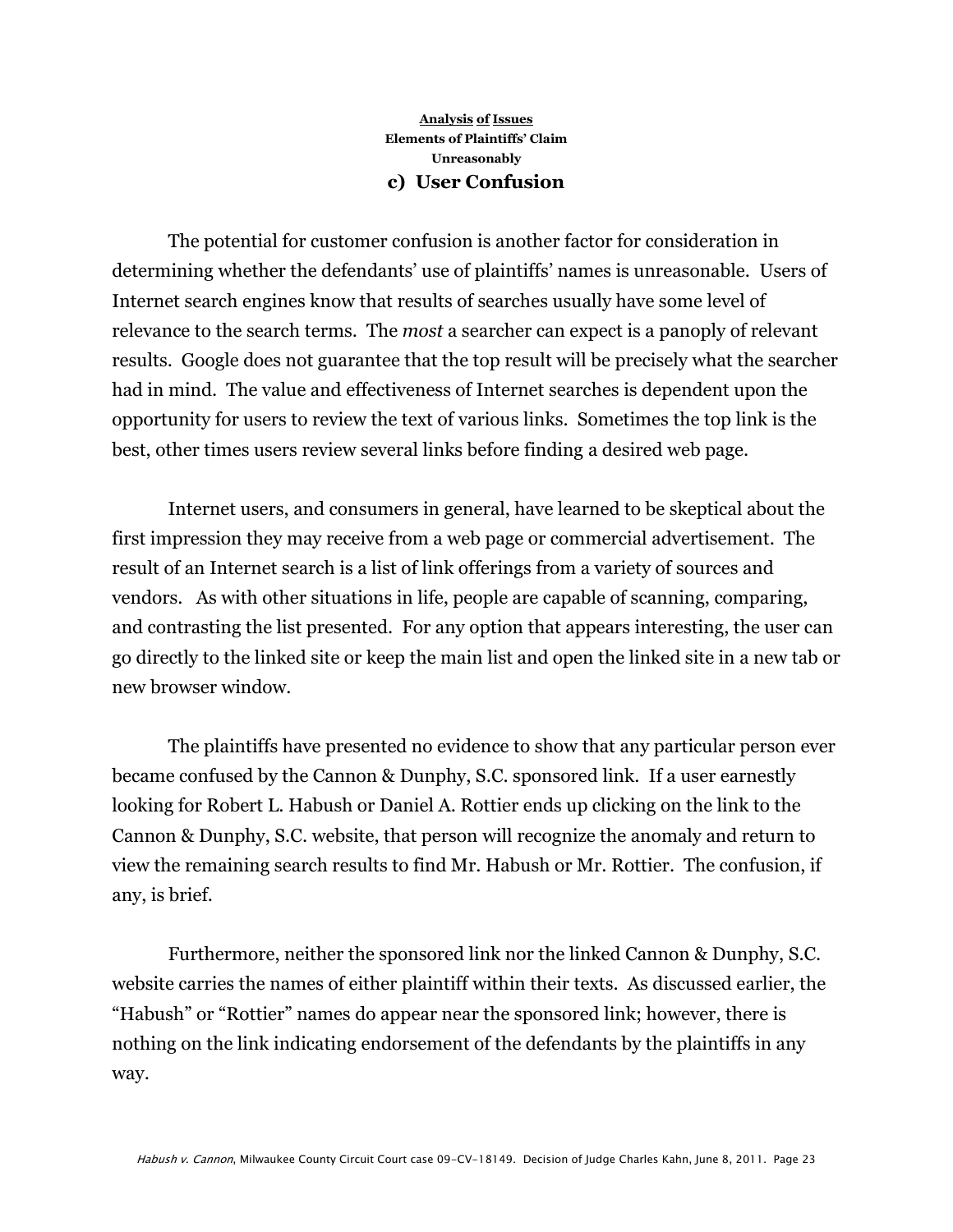**<u>Analysis</u> <u>of</u> <u>Issues</u>**
**Elements of Plaintiffs' Claim**
**Unreasonably**

### c) User Confusion

The potential for customer confusion is another factor for consideration in determining whether the defendants' use of plaintiffs' names is unreasonable. Users of Internet search engines know that results of searches usually have some level of relevance to the search terms. The *most* a searcher can expect is a panoply of relevant results. Google does not guarantee that the top result will be precisely what the searcher had in mind. The value and effectiveness of Internet searches is dependent upon the opportunity for users to review the text of various links. Sometimes the top link is the best, other times users review several links before finding a desired web page.

Internet users, and consumers in general, have learned to be skeptical about the first impression they may receive from a web page or commercial advertisement. The result of an Internet search is a list of link offerings from a variety of sources and vendors. As with other situations in life, people are capable of scanning, comparing, and contrasting the list presented. For any option that appears interesting, the user can go directly to the linked site or keep the main list and open the linked site in a new tab or new browser window.

The plaintiffs have presented no evidence to show that any particular person ever became confused by the Cannon & Dunphy, S.C. sponsored link. If a user earnestly looking for Robert L. Habush or Daniel A. Rottier ends up clicking on the link to the Cannon & Dunphy, S.C. website, that person will recognize the anomaly and return to view the remaining search results to find Mr. Habush or Mr. Rottier. The confusion, if any, is brief.

Furthermore, neither the sponsored link nor the linked Cannon & Dunphy, S.C. website carries the names of either plaintiff within their texts. As discussed earlier, the "Habush" or "Rottier" names do appear near the sponsored link; however, there is nothing on the link indicating endorsement of the defendants by the plaintiffs in any way.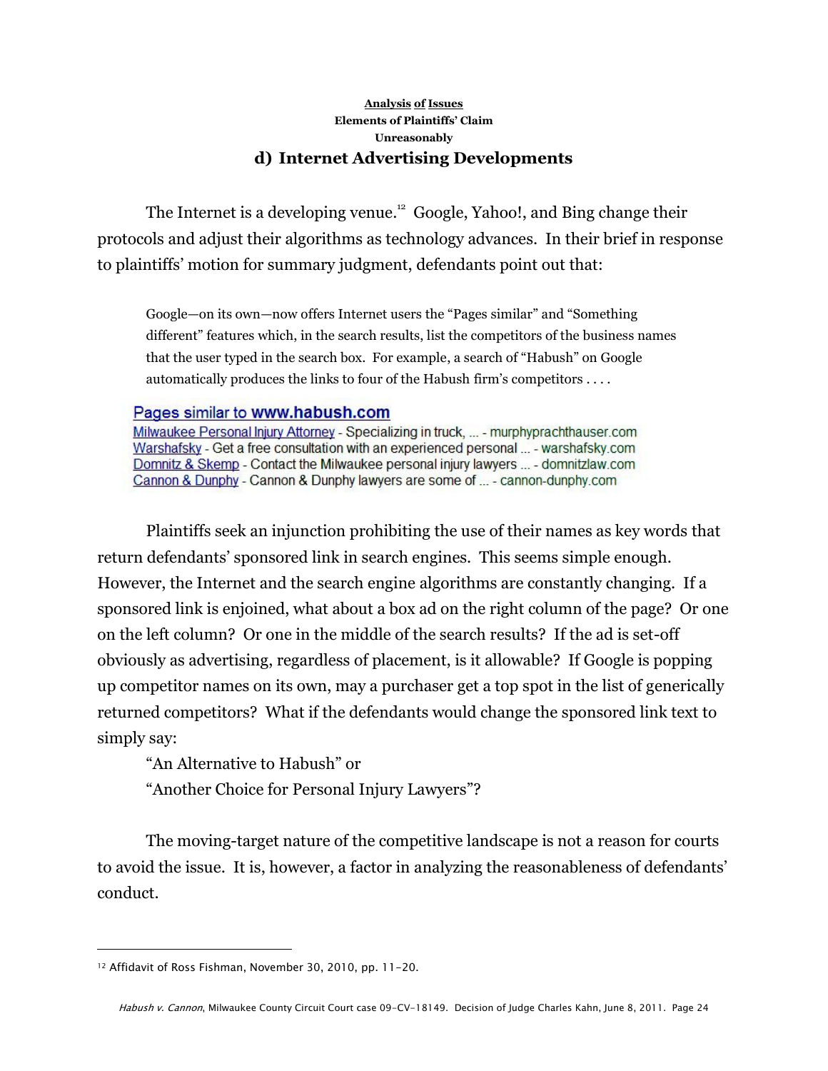**Analysis of Issues**
**Elements of Plaintiffs' Claim**
**Unreasonably**

### d) Internet Advertising Developments

The Internet is a developing venue.[12] Google, Yahoo!, and Bing change their protocols and adjust their algorithms as technology advances. In their brief in response to plaintiffs' motion for summary judgment, defendants point out that:

> Google—on its own—now offers Internet users the "Pages similar" and "Something different" features which, in the search results, list the competitors of the business names that the user typed in the search box. For example, a search of "Habush" on Google automatically produces the links to four of the Habush firm's competitors . . . .
>
> Pages similar to **www.habush.com**
> Milwaukee Personal Injury Attorney - Specializing in truck, ... - murphyprachthauser.com
> Warshafsky - Get a free consultation with an experienced personal ... - warshafsky.com
> Domnitz & Skemp - Contact the Milwaukee personal injury lawyers ... - domnitzlaw.com
> Cannon & Dunphy - Cannon & Dunphy lawyers are some of ... - cannon-dunphy.com

Plaintiffs seek an injunction prohibiting the use of their names as key words that return defendants' sponsored link in search engines. This seems simple enough. However, the Internet and the search engine algorithms are constantly changing. If a sponsored link is enjoined, what about a box ad on the right column of the page? Or one on the left column? Or one in the middle of the search results? If the ad is set-off obviously as advertising, regardless of placement, is it allowable? If Google is popping up competitor names on its own, may a purchaser get a top spot in the list of generically returned competitors? What if the defendants would change the sponsored link text to simply say:

"An Alternative to Habush" or
"Another Choice for Personal Injury Lawyers"?

The moving-target nature of the competitive landscape is not a reason for courts to avoid the issue. It is, however, a factor in analyzing the reasonableness of defendants' conduct.

---

[12] Affidavit of Ross Fishman, November 30, 2010, pp. 11-20.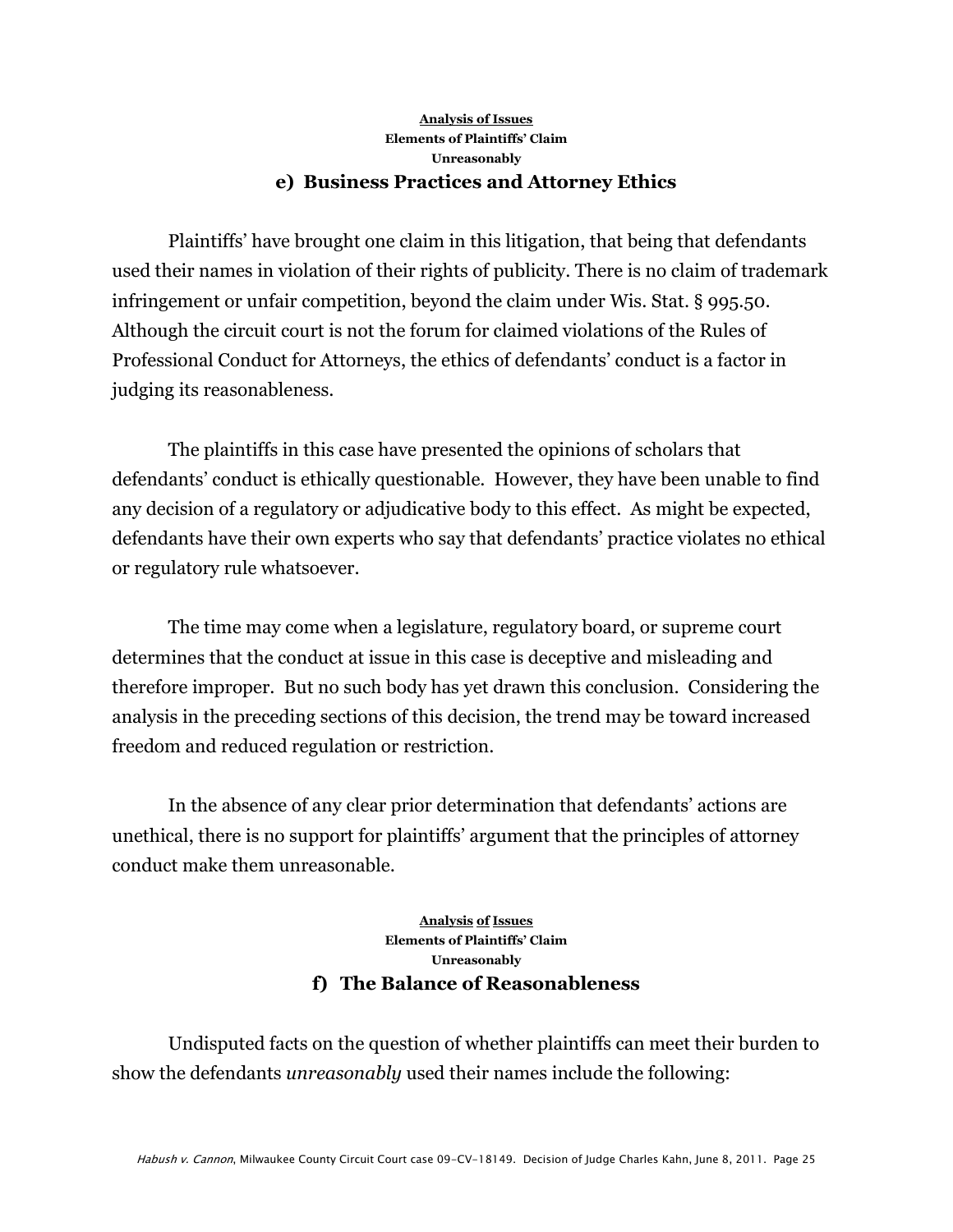**Analysis of Issues**
**Elements of Plaintiffs' Claim**
**Unreasonably**

### e) Business Practices and Attorney Ethics

Plaintiffs' have brought one claim in this litigation, that being that defendants used their names in violation of their rights of publicity. There is no claim of trademark infringement or unfair competition, beyond the claim under Wis. Stat. § 995.50. Although the circuit court is not the forum for claimed violations of the Rules of Professional Conduct for Attorneys, the ethics of defendants' conduct is a factor in judging its reasonableness.

The plaintiffs in this case have presented the opinions of scholars that defendants' conduct is ethically questionable. However, they have been unable to find any decision of a regulatory or adjudicative body to this effect. As might be expected, defendants have their own experts who say that defendants' practice violates no ethical or regulatory rule whatsoever.

The time may come when a legislature, regulatory board, or supreme court determines that the conduct at issue in this case is deceptive and misleading and therefore improper. But no such body has yet drawn this conclusion. Considering the analysis in the preceding sections of this decision, the trend may be toward increased freedom and reduced regulation or restriction.

In the absence of any clear prior determination that defendants' actions are unethical, there is no support for plaintiffs' argument that the principles of attorney conduct make them unreasonable.

**Analysis of Issues**
**Elements of Plaintiffs' Claim**
**Unreasonably**

### f) The Balance of Reasonableness

Undisputed facts on the question of whether plaintiffs can meet their burden to show the defendants *unreasonably* used their names include the following: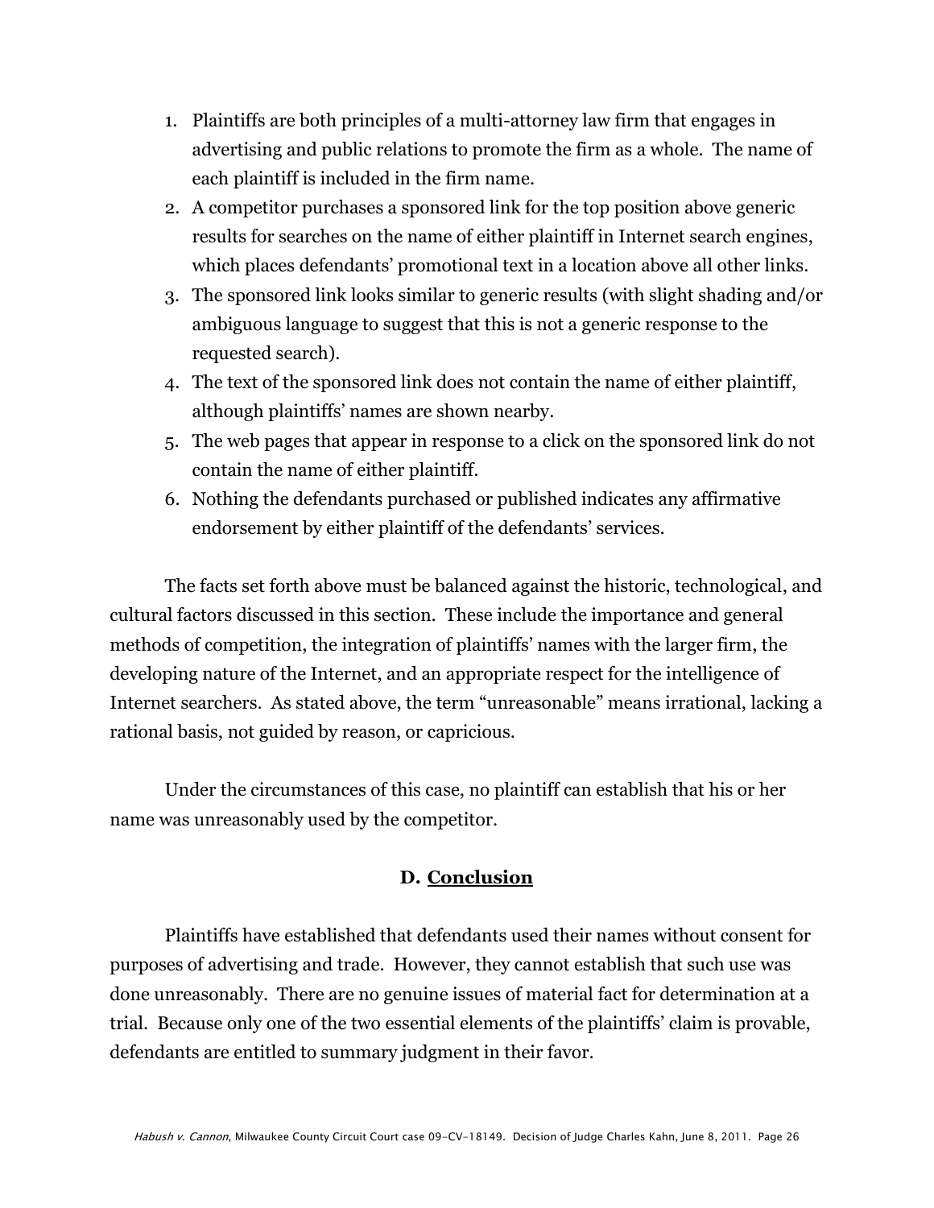1. Plaintiffs are both principles of a multi-attorney law firm that engages in advertising and public relations to promote the firm as a whole. The name of each plaintiff is included in the firm name.
2. A competitor purchases a sponsored link for the top position above generic results for searches on the name of either plaintiff in Internet search engines, which places defendants' promotional text in a location above all other links.
3. The sponsored link looks similar to generic results (with slight shading and/or ambiguous language to suggest that this is not a generic response to the requested search).
4. The text of the sponsored link does not contain the name of either plaintiff, although plaintiffs' names are shown nearby.
5. The web pages that appear in response to a click on the sponsored link do not contain the name of either plaintiff.
6. Nothing the defendants purchased or published indicates any affirmative endorsement by either plaintiff of the defendants' services.

The facts set forth above must be balanced against the historic, technological, and cultural factors discussed in this section. These include the importance and general methods of competition, the integration of plaintiffs' names with the larger firm, the developing nature of the Internet, and an appropriate respect for the intelligence of Internet searchers. As stated above, the term "unreasonable" means irrational, lacking a rational basis, not guided by reason, or capricious.

Under the circumstances of this case, no plaintiff can establish that his or her name was unreasonably used by the competitor.

### D. <u>Conclusion</u>

Plaintiffs have established that defendants used their names without consent for purposes of advertising and trade. However, they cannot establish that such use was done unreasonably. There are no genuine issues of material fact for determination at a trial. Because only one of the two essential elements of the plaintiffs' claim is provable, defendants are entitled to summary judgment in their favor.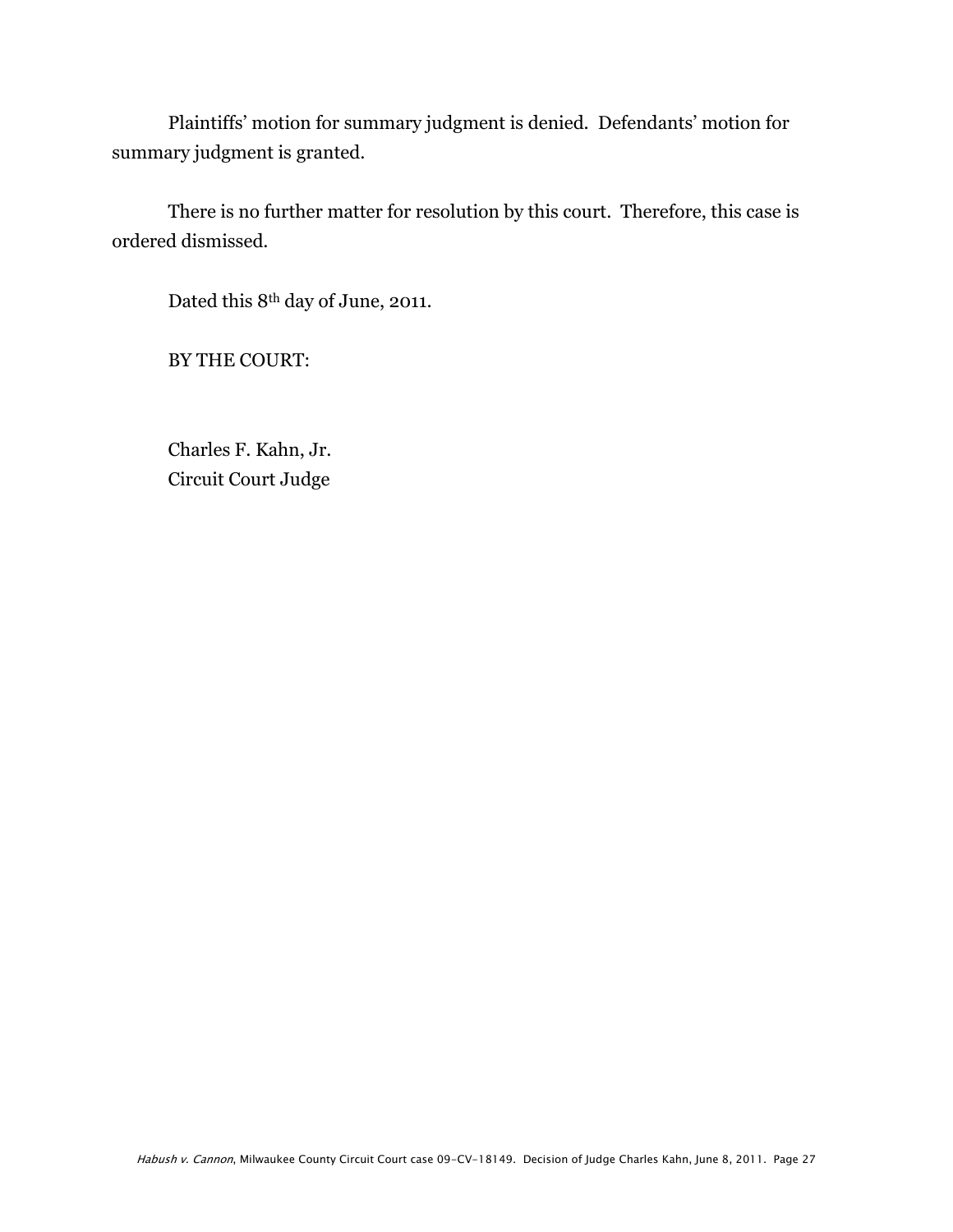Plaintiffs' motion for summary judgment is denied. Defendants' motion for summary judgment is granted.

There is no further matter for resolution by this court. Therefore, this case is ordered dismissed.

Dated this 8th day of June, 2011.

BY THE COURT:

Charles F. Kahn, Jr.
Circuit Court Judge